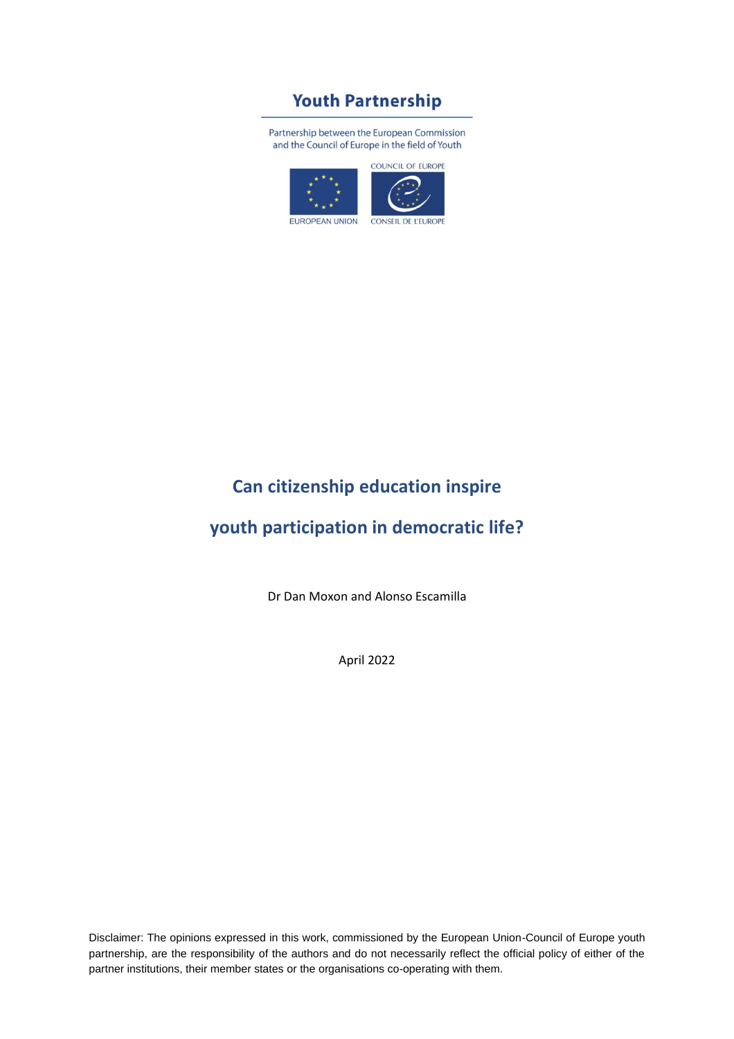**Youth Partnership**

Partnership between the European Commission and the Council of Europe in the field of Youth

COUNCIL OF EUROPE

EUROPEAN UNION

CONSEIL DE L'EUROPE

# Can citizenship education inspire youth participation in democratic life?

Dr Dan Moxon and Alonso Escamilla

April 2022

Disclaimer: The opinions expressed in this work, commissioned by the European Union-Council of Europe youth partnership, are the responsibility of the authors and do not necessarily reflect the official policy of either of the partner institutions, their member states or the organisations co-operating with them.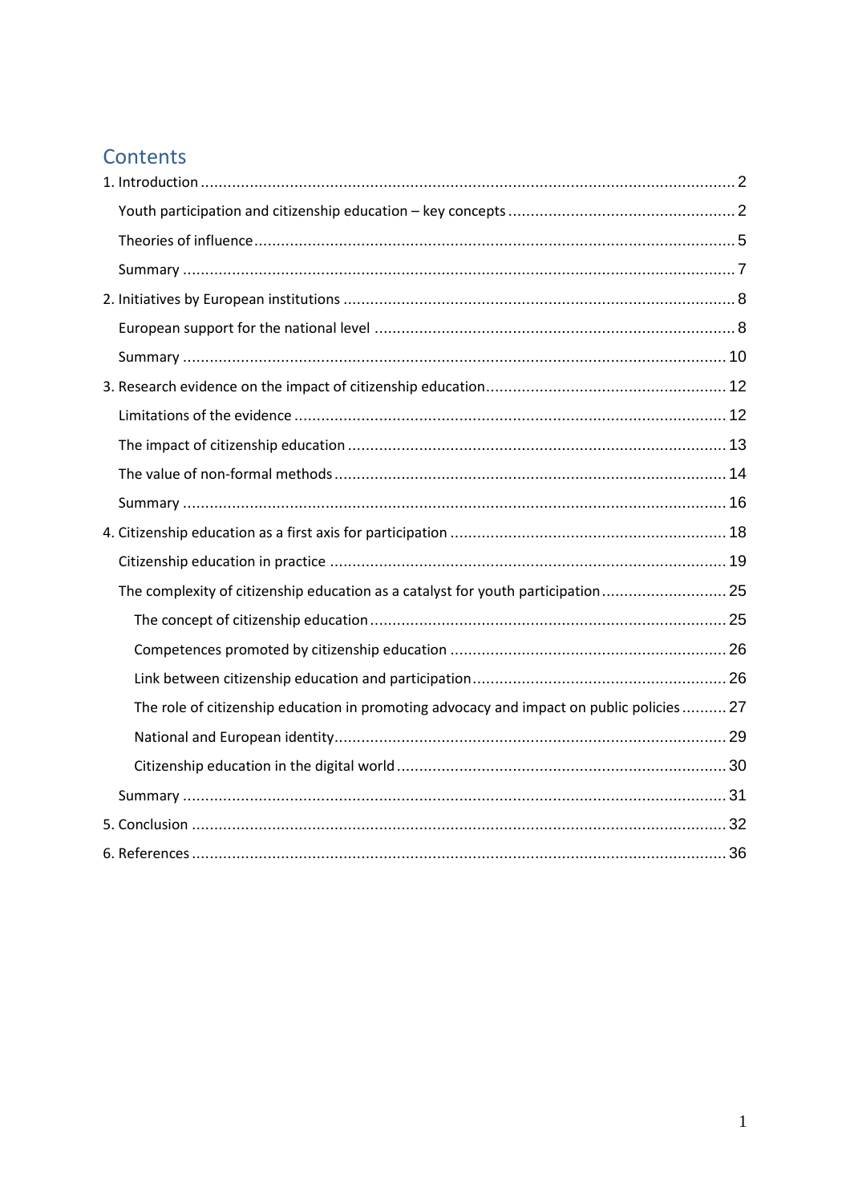# Contents

1. Introduction ........ 2
   - Youth participation and citizenship education – key concepts ........ 2
   - Theories of influence ........ 5
   - Summary ........ 7
2. Initiatives by European institutions ........ 8
   - European support for the national level ........ 8
   - Summary ........ 10
3. Research evidence on the impact of citizenship education ........ 12
   - Limitations of the evidence ........ 12
   - The impact of citizenship education ........ 13
   - The value of non-formal methods ........ 14
   - Summary ........ 16
4. Citizenship education as a first axis for participation ........ 18
   - Citizenship education in practice ........ 19
   - The complexity of citizenship education as a catalyst for youth participation ........ 25
     - The concept of citizenship education ........ 25
     - Competences promoted by citizenship education ........ 26
     - Link between citizenship education and participation ........ 26
     - The role of citizenship education in promoting advocacy and impact on public policies ........ 27
     - National and European identity ........ 29
     - Citizenship education in the digital world ........ 30
   - Summary ........ 31
5. Conclusion ........ 32
6. References ........ 36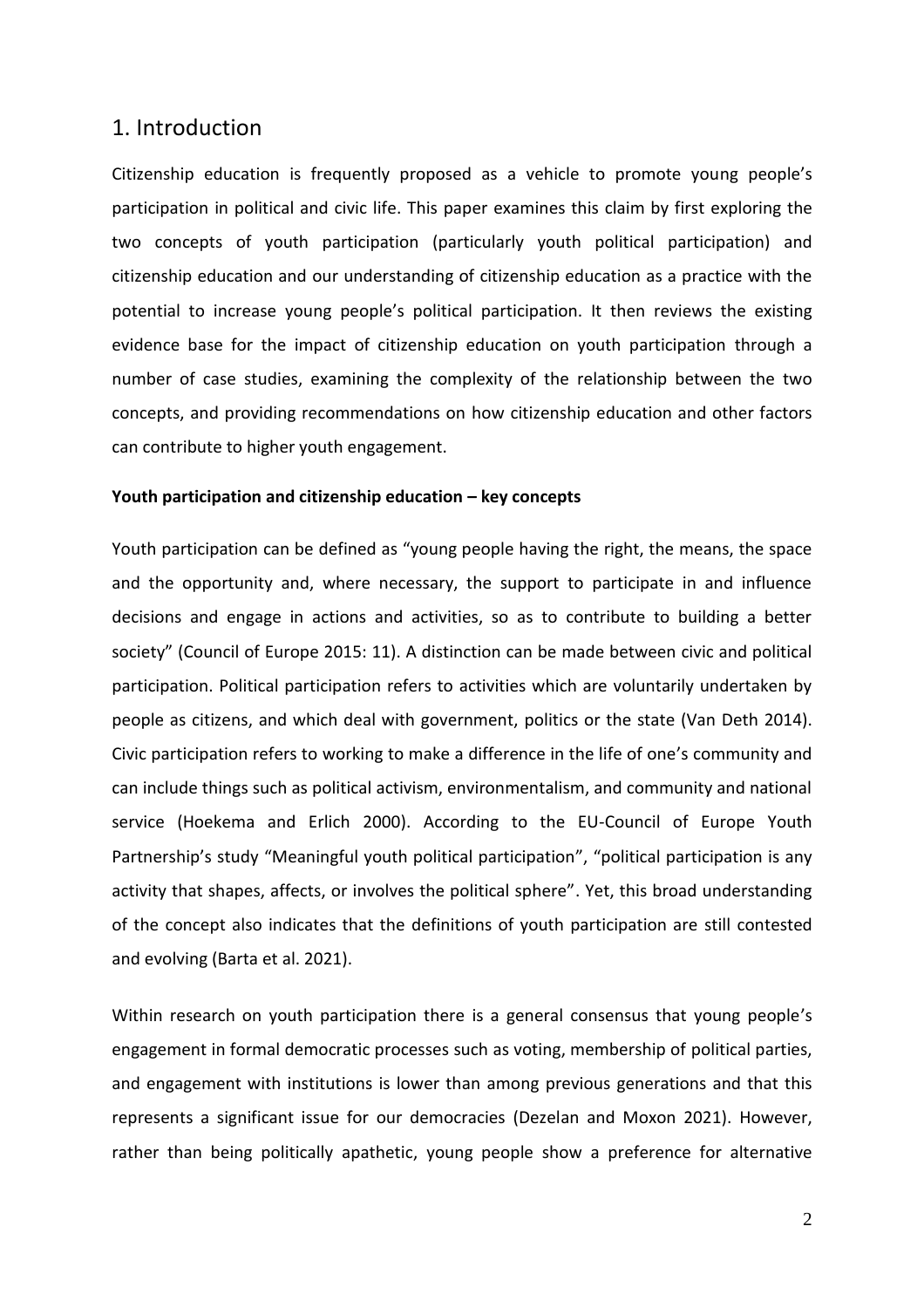# 1. Introduction

Citizenship education is frequently proposed as a vehicle to promote young people's participation in political and civic life. This paper examines this claim by first exploring the two concepts of youth participation (particularly youth political participation) and citizenship education and our understanding of citizenship education as a practice with the potential to increase young people's political participation. It then reviews the existing evidence base for the impact of citizenship education on youth participation through a number of case studies, examining the complexity of the relationship between the two concepts, and providing recommendations on how citizenship education and other factors can contribute to higher youth engagement.

**Youth participation and citizenship education – key concepts**

Youth participation can be defined as "young people having the right, the means, the space and the opportunity and, where necessary, the support to participate in and influence decisions and engage in actions and activities, so as to contribute to building a better society" (Council of Europe 2015: 11). A distinction can be made between civic and political participation. Political participation refers to activities which are voluntarily undertaken by people as citizens, and which deal with government, politics or the state (Van Deth 2014). Civic participation refers to working to make a difference in the life of one's community and can include things such as political activism, environmentalism, and community and national service (Hoekema and Erlich 2000). According to the EU-Council of Europe Youth Partnership's study "Meaningful youth political participation", "political participation is any activity that shapes, affects, or involves the political sphere". Yet, this broad understanding of the concept also indicates that the definitions of youth participation are still contested and evolving (Barta et al. 2021).

Within research on youth participation there is a general consensus that young people's engagement in formal democratic processes such as voting, membership of political parties, and engagement with institutions is lower than among previous generations and that this represents a significant issue for our democracies (Dezelan and Moxon 2021). However, rather than being politically apathetic, young people show a preference for alternative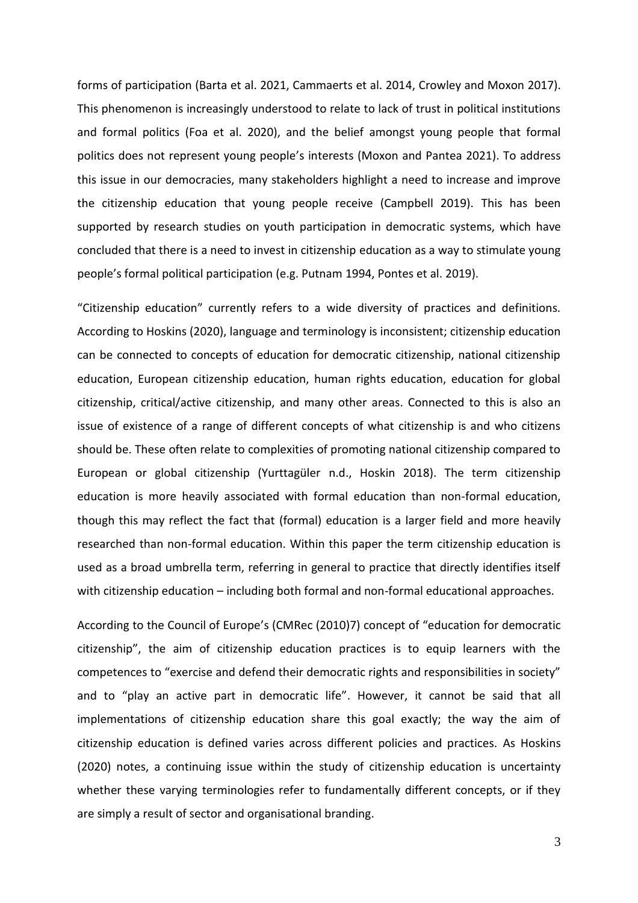forms of participation (Barta et al. 2021, Cammaerts et al. 2014, Crowley and Moxon 2017). This phenomenon is increasingly understood to relate to lack of trust in political institutions and formal politics (Foa et al. 2020), and the belief amongst young people that formal politics does not represent young people's interests (Moxon and Pantea 2021). To address this issue in our democracies, many stakeholders highlight a need to increase and improve the citizenship education that young people receive (Campbell 2019). This has been supported by research studies on youth participation in democratic systems, which have concluded that there is a need to invest in citizenship education as a way to stimulate young people's formal political participation (e.g. Putnam 1994, Pontes et al. 2019).

"Citizenship education" currently refers to a wide diversity of practices and definitions. According to Hoskins (2020), language and terminology is inconsistent; citizenship education can be connected to concepts of education for democratic citizenship, national citizenship education, European citizenship education, human rights education, education for global citizenship, critical/active citizenship, and many other areas. Connected to this is also an issue of existence of a range of different concepts of what citizenship is and who citizens should be. These often relate to complexities of promoting national citizenship compared to European or global citizenship (Yurttagüler n.d., Hoskin 2018). The term citizenship education is more heavily associated with formal education than non-formal education, though this may reflect the fact that (formal) education is a larger field and more heavily researched than non-formal education. Within this paper the term citizenship education is used as a broad umbrella term, referring in general to practice that directly identifies itself with citizenship education – including both formal and non-formal educational approaches.

According to the Council of Europe's (CMRec (2010)7) concept of "education for democratic citizenship", the aim of citizenship education practices is to equip learners with the competences to "exercise and defend their democratic rights and responsibilities in society" and to "play an active part in democratic life". However, it cannot be said that all implementations of citizenship education share this goal exactly; the way the aim of citizenship education is defined varies across different policies and practices. As Hoskins (2020) notes, a continuing issue within the study of citizenship education is uncertainty whether these varying terminologies refer to fundamentally different concepts, or if they are simply a result of sector and organisational branding.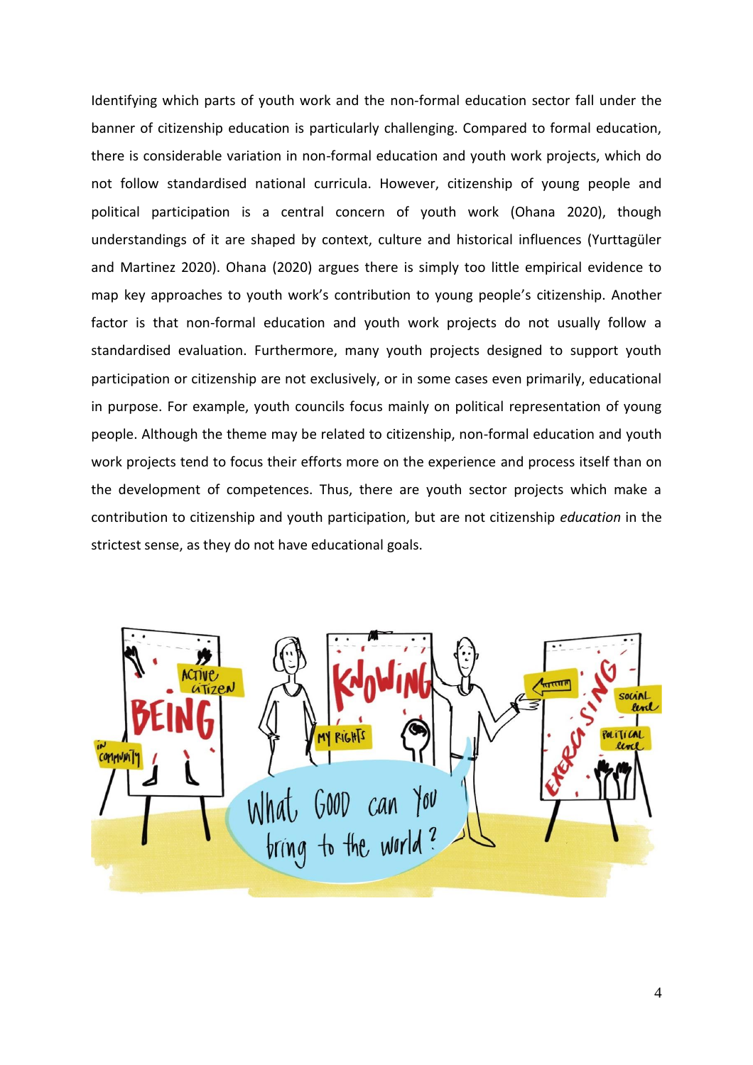Identifying which parts of youth work and the non-formal education sector fall under the banner of citizenship education is particularly challenging. Compared to formal education, there is considerable variation in non-formal education and youth work projects, which do not follow standardised national curricula. However, citizenship of young people and political participation is a central concern of youth work (Ohana 2020), though understandings of it are shaped by context, culture and historical influences (Yurttagüler and Martinez 2020). Ohana (2020) argues there is simply too little empirical evidence to map key approaches to youth work's contribution to young people's citizenship. Another factor is that non-formal education and youth work projects do not usually follow a standardised evaluation. Furthermore, many youth projects designed to support youth participation or citizenship are not exclusively, or in some cases even primarily, educational in purpose. For example, youth councils focus mainly on political representation of young people. Although the theme may be related to citizenship, non-formal education and youth work projects tend to focus their efforts more on the experience and process itself than on the development of competences. Thus, there are youth sector projects which make a contribution to citizenship and youth participation, but are not citizenship *education* in the strictest sense, as they do not have educational goals.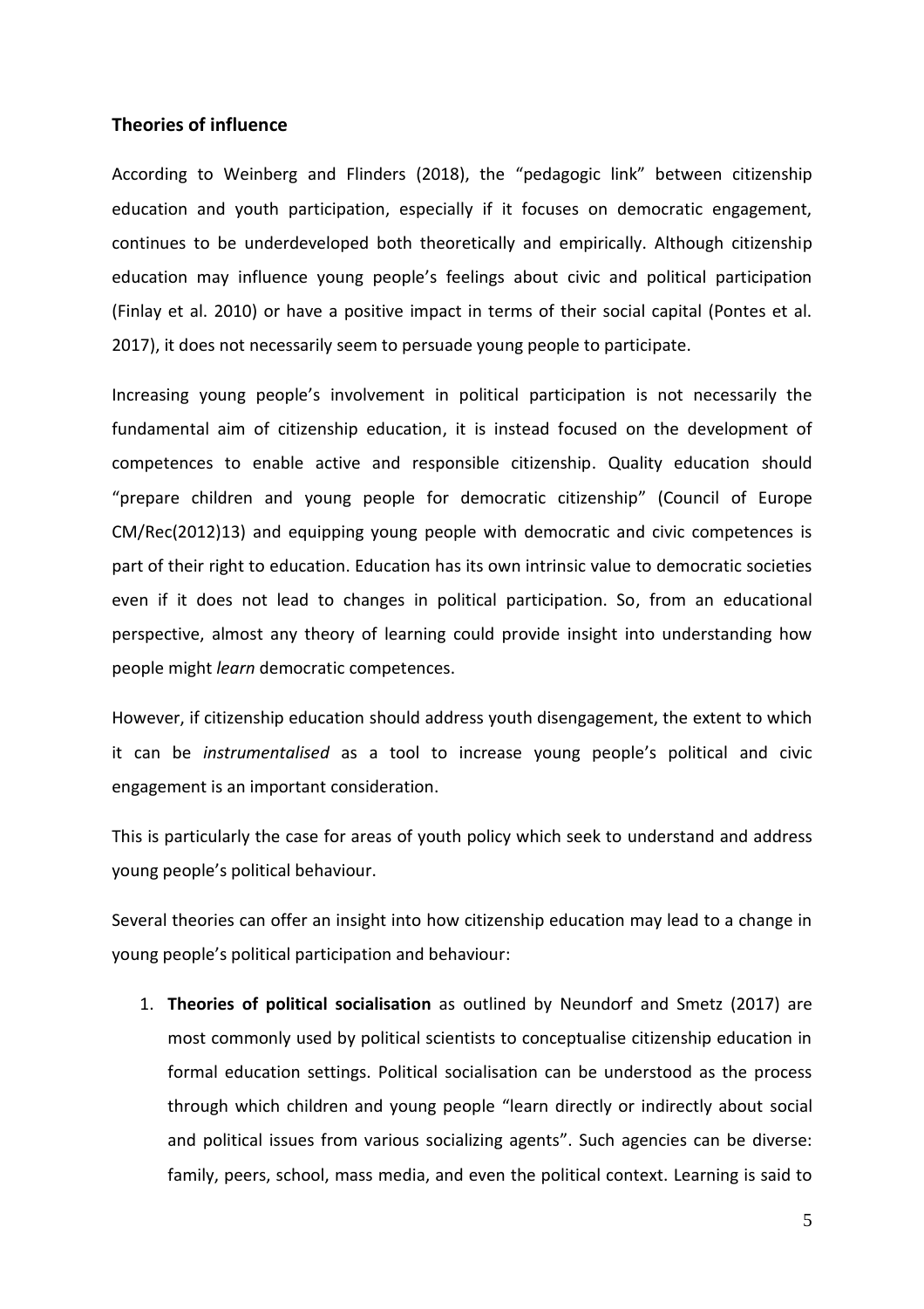## Theories of influence

According to Weinberg and Flinders (2018), the "pedagogic link" between citizenship education and youth participation, especially if it focuses on democratic engagement, continues to be underdeveloped both theoretically and empirically. Although citizenship education may influence young people's feelings about civic and political participation (Finlay et al. 2010) or have a positive impact in terms of their social capital (Pontes et al. 2017), it does not necessarily seem to persuade young people to participate.

Increasing young people's involvement in political participation is not necessarily the fundamental aim of citizenship education, it is instead focused on the development of competences to enable active and responsible citizenship. Quality education should "prepare children and young people for democratic citizenship" (Council of Europe CM/Rec(2012)13) and equipping young people with democratic and civic competences is part of their right to education. Education has its own intrinsic value to democratic societies even if it does not lead to changes in political participation. So, from an educational perspective, almost any theory of learning could provide insight into understanding how people might *learn* democratic competences.

However, if citizenship education should address youth disengagement, the extent to which it can be *instrumentalised* as a tool to increase young people's political and civic engagement is an important consideration.

This is particularly the case for areas of youth policy which seek to understand and address young people's political behaviour.

Several theories can offer an insight into how citizenship education may lead to a change in young people's political participation and behaviour:

1. **Theories of political socialisation** as outlined by Neundorf and Smetz (2017) are most commonly used by political scientists to conceptualise citizenship education in formal education settings. Political socialisation can be understood as the process through which children and young people "learn directly or indirectly about social and political issues from various socializing agents". Such agencies can be diverse: family, peers, school, mass media, and even the political context. Learning is said to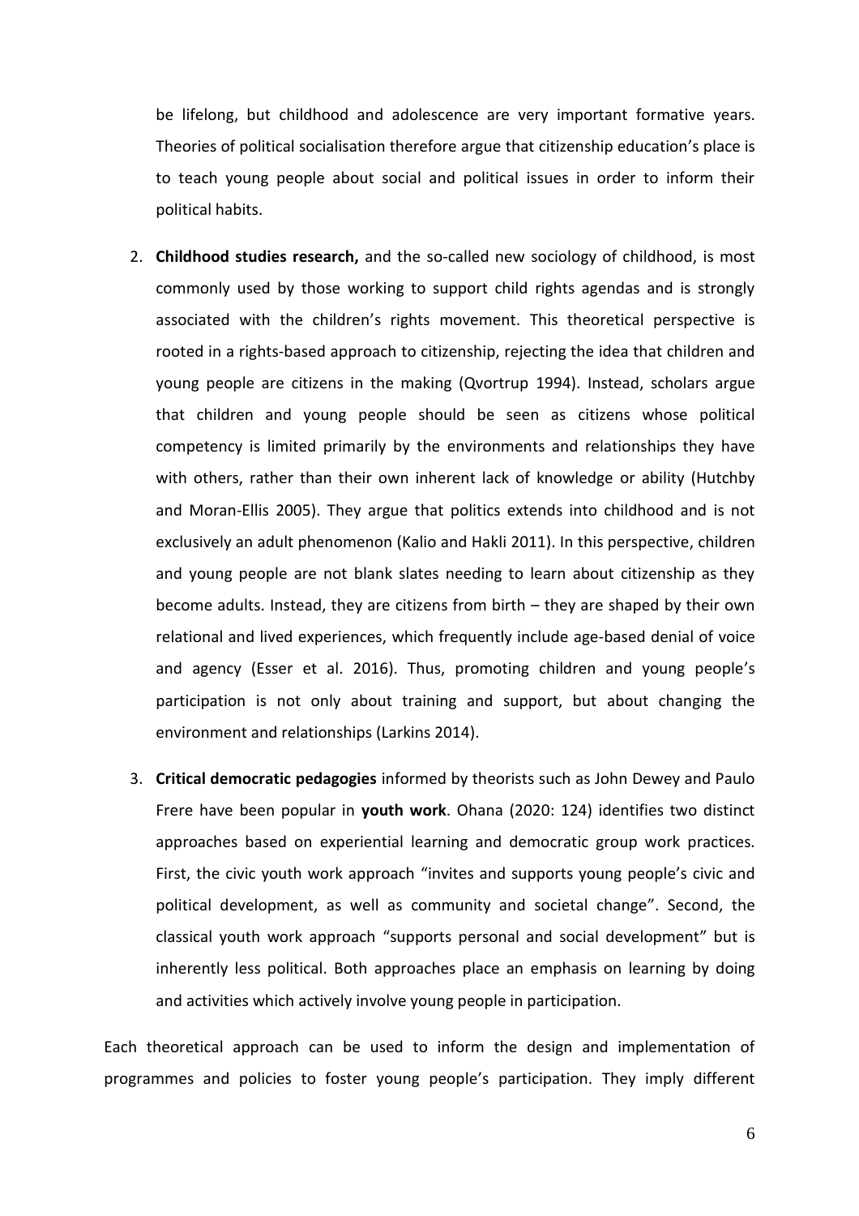be lifelong, but childhood and adolescence are very important formative years. Theories of political socialisation therefore argue that citizenship education's place is to teach young people about social and political issues in order to inform their political habits.

2. **Childhood studies research,** and the so-called new sociology of childhood, is most commonly used by those working to support child rights agendas and is strongly associated with the children's rights movement. This theoretical perspective is rooted in a rights-based approach to citizenship, rejecting the idea that children and young people are citizens in the making (Qvortrup 1994). Instead, scholars argue that children and young people should be seen as citizens whose political competency is limited primarily by the environments and relationships they have with others, rather than their own inherent lack of knowledge or ability (Hutchby and Moran-Ellis 2005). They argue that politics extends into childhood and is not exclusively an adult phenomenon (Kalio and Hakli 2011). In this perspective, children and young people are not blank slates needing to learn about citizenship as they become adults. Instead, they are citizens from birth – they are shaped by their own relational and lived experiences, which frequently include age-based denial of voice and agency (Esser et al. 2016). Thus, promoting children and young people's participation is not only about training and support, but about changing the environment and relationships (Larkins 2014).

3. **Critical democratic pedagogies** informed by theorists such as John Dewey and Paulo Frere have been popular in **youth work**. Ohana (2020: 124) identifies two distinct approaches based on experiential learning and democratic group work practices. First, the civic youth work approach "invites and supports young people's civic and political development, as well as community and societal change". Second, the classical youth work approach "supports personal and social development" but is inherently less political. Both approaches place an emphasis on learning by doing and activities which actively involve young people in participation.

Each theoretical approach can be used to inform the design and implementation of programmes and policies to foster young people's participation. They imply different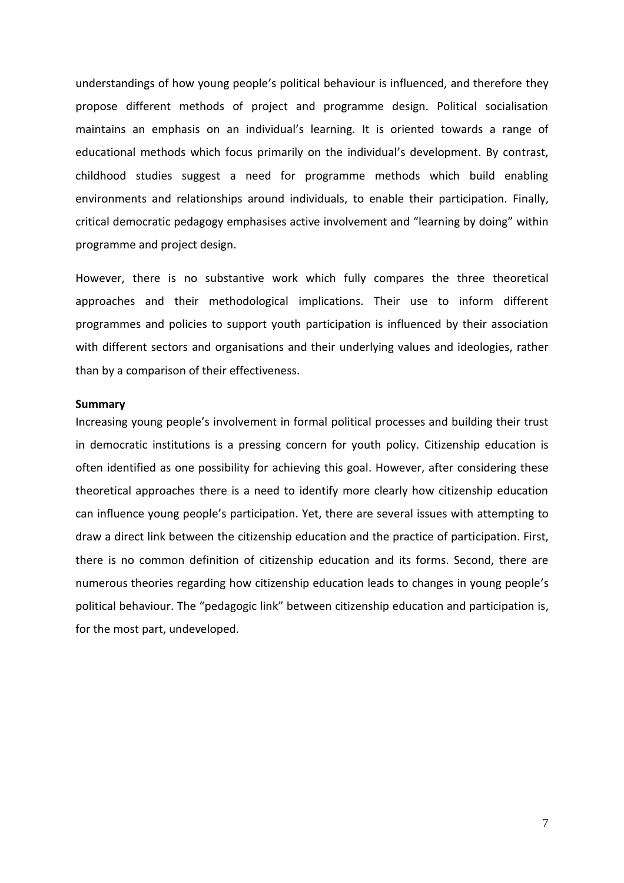understandings of how young people's political behaviour is influenced, and therefore they propose different methods of project and programme design. Political socialisation maintains an emphasis on an individual's learning. It is oriented towards a range of educational methods which focus primarily on the individual's development. By contrast, childhood studies suggest a need for programme methods which build enabling environments and relationships around individuals, to enable their participation. Finally, critical democratic pedagogy emphasises active involvement and "learning by doing" within programme and project design.

However, there is no substantive work which fully compares the three theoretical approaches and their methodological implications. Their use to inform different programmes and policies to support youth participation is influenced by their association with different sectors and organisations and their underlying values and ideologies, rather than by a comparison of their effectiveness.

**Summary**

Increasing young people's involvement in formal political processes and building their trust in democratic institutions is a pressing concern for youth policy. Citizenship education is often identified as one possibility for achieving this goal. However, after considering these theoretical approaches there is a need to identify more clearly how citizenship education can influence young people's participation. Yet, there are several issues with attempting to draw a direct link between the citizenship education and the practice of participation. First, there is no common definition of citizenship education and its forms. Second, there are numerous theories regarding how citizenship education leads to changes in young people's political behaviour. The "pedagogic link" between citizenship education and participation is, for the most part, undeveloped.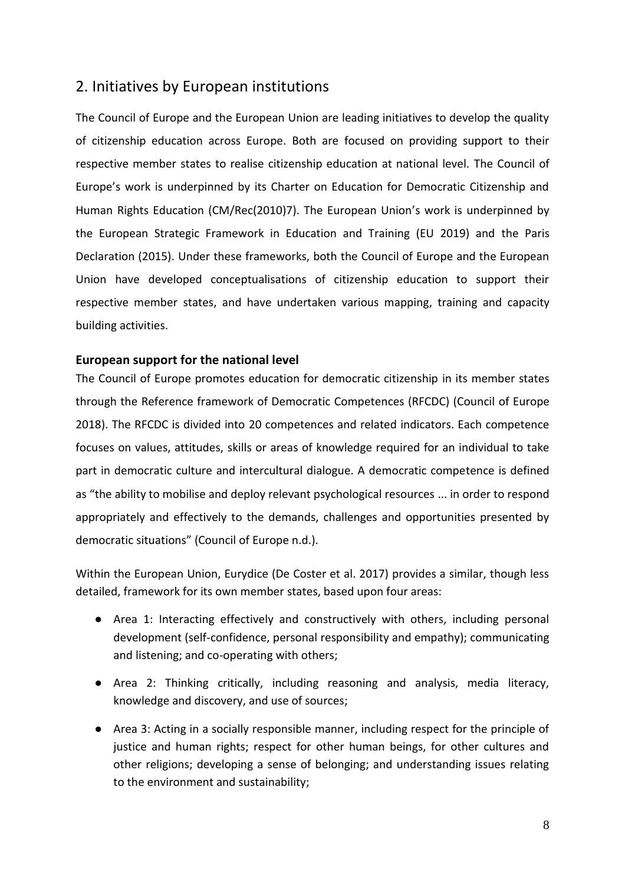## 2. Initiatives by European institutions

The Council of Europe and the European Union are leading initiatives to develop the quality of citizenship education across Europe. Both are focused on providing support to their respective member states to realise citizenship education at national level. The Council of Europe's work is underpinned by its Charter on Education for Democratic Citizenship and Human Rights Education (CM/Rec(2010)7). The European Union's work is underpinned by the European Strategic Framework in Education and Training (EU 2019) and the Paris Declaration (2015). Under these frameworks, both the Council of Europe and the European Union have developed conceptualisations of citizenship education to support their respective member states, and have undertaken various mapping, training and capacity building activities.

### European support for the national level

The Council of Europe promotes education for democratic citizenship in its member states through the Reference framework of Democratic Competences (RFCDC) (Council of Europe 2018). The RFCDC is divided into 20 competences and related indicators. Each competence focuses on values, attitudes, skills or areas of knowledge required for an individual to take part in democratic culture and intercultural dialogue. A democratic competence is defined as "the ability to mobilise and deploy relevant psychological resources ... in order to respond appropriately and effectively to the demands, challenges and opportunities presented by democratic situations" (Council of Europe n.d.).

Within the European Union, Eurydice (De Coster et al. 2017) provides a similar, though less detailed, framework for its own member states, based upon four areas:

- Area 1: Interacting effectively and constructively with others, including personal development (self-confidence, personal responsibility and empathy); communicating and listening; and co-operating with others;
- Area 2: Thinking critically, including reasoning and analysis, media literacy, knowledge and discovery, and use of sources;
- Area 3: Acting in a socially responsible manner, including respect for the principle of justice and human rights; respect for other human beings, for other cultures and other religions; developing a sense of belonging; and understanding issues relating to the environment and sustainability;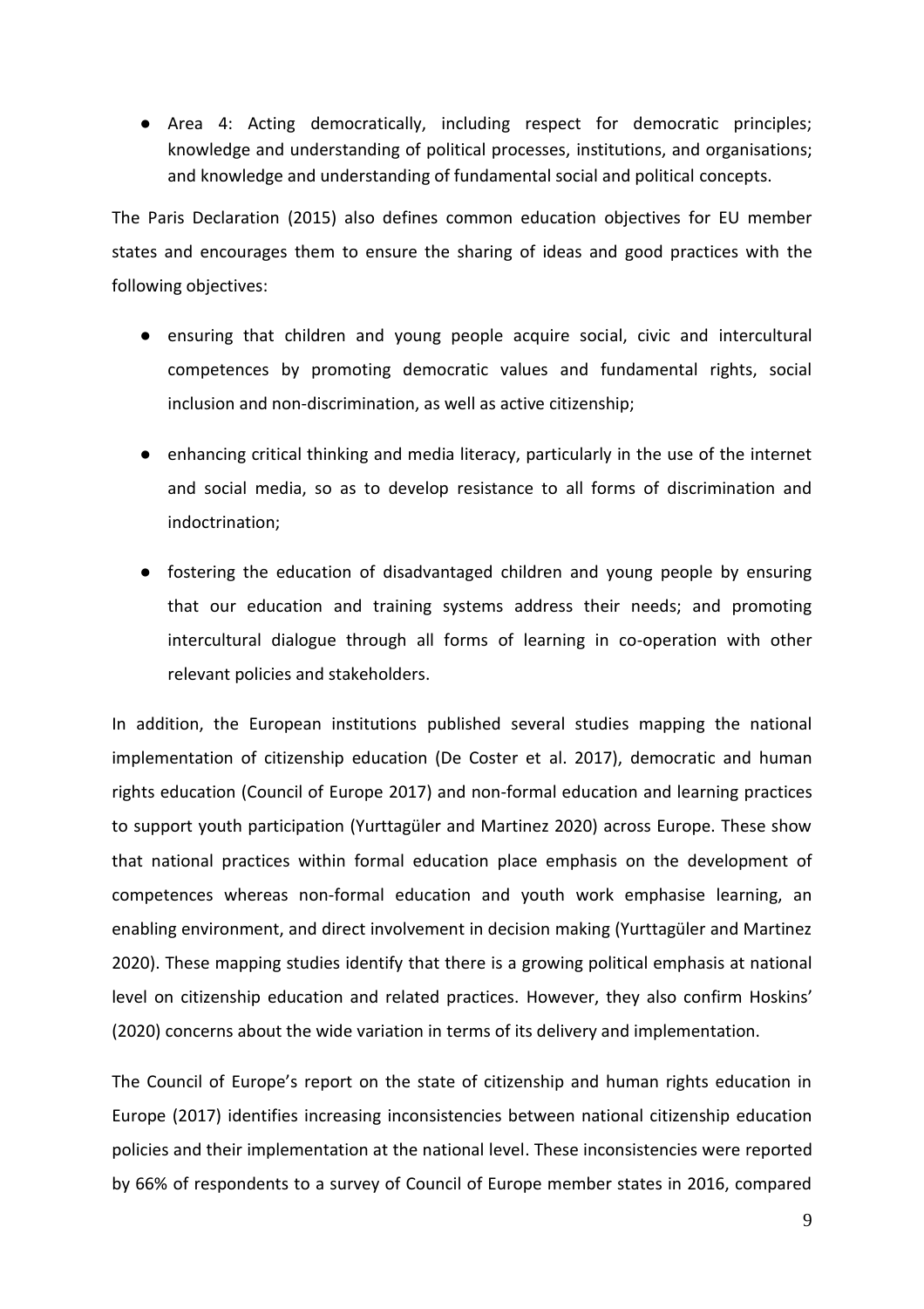- Area 4: Acting democratically, including respect for democratic principles; knowledge and understanding of political processes, institutions, and organisations; and knowledge and understanding of fundamental social and political concepts.

The Paris Declaration (2015) also defines common education objectives for EU member states and encourages them to ensure the sharing of ideas and good practices with the following objectives:

- ensuring that children and young people acquire social, civic and intercultural competences by promoting democratic values and fundamental rights, social inclusion and non-discrimination, as well as active citizenship;
- enhancing critical thinking and media literacy, particularly in the use of the internet and social media, so as to develop resistance to all forms of discrimination and indoctrination;
- fostering the education of disadvantaged children and young people by ensuring that our education and training systems address their needs; and promoting intercultural dialogue through all forms of learning in co-operation with other relevant policies and stakeholders.

In addition, the European institutions published several studies mapping the national implementation of citizenship education (De Coster et al. 2017), democratic and human rights education (Council of Europe 2017) and non-formal education and learning practices to support youth participation (Yurttagüler and Martinez 2020) across Europe. These show that national practices within formal education place emphasis on the development of competences whereas non-formal education and youth work emphasise learning, an enabling environment, and direct involvement in decision making (Yurttagüler and Martinez 2020). These mapping studies identify that there is a growing political emphasis at national level on citizenship education and related practices. However, they also confirm Hoskins' (2020) concerns about the wide variation in terms of its delivery and implementation.

The Council of Europe's report on the state of citizenship and human rights education in Europe (2017) identifies increasing inconsistencies between national citizenship education policies and their implementation at the national level. These inconsistencies were reported by 66% of respondents to a survey of Council of Europe member states in 2016, compared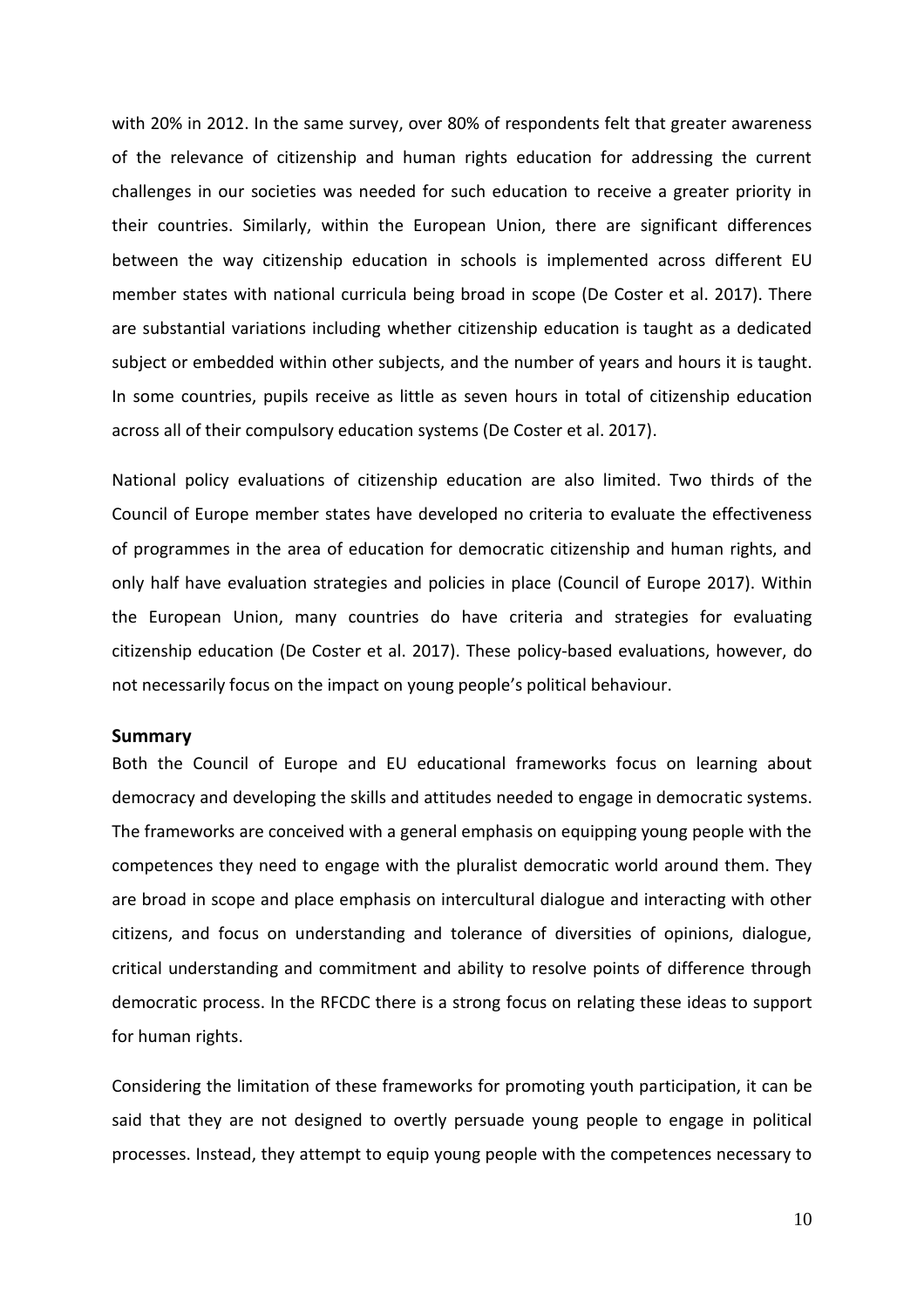with 20% in 2012. In the same survey, over 80% of respondents felt that greater awareness of the relevance of citizenship and human rights education for addressing the current challenges in our societies was needed for such education to receive a greater priority in their countries. Similarly, within the European Union, there are significant differences between the way citizenship education in schools is implemented across different EU member states with national curricula being broad in scope (De Coster et al. 2017). There are substantial variations including whether citizenship education is taught as a dedicated subject or embedded within other subjects, and the number of years and hours it is taught. In some countries, pupils receive as little as seven hours in total of citizenship education across all of their compulsory education systems (De Coster et al. 2017).

National policy evaluations of citizenship education are also limited. Two thirds of the Council of Europe member states have developed no criteria to evaluate the effectiveness of programmes in the area of education for democratic citizenship and human rights, and only half have evaluation strategies and policies in place (Council of Europe 2017). Within the European Union, many countries do have criteria and strategies for evaluating citizenship education (De Coster et al. 2017). These policy-based evaluations, however, do not necessarily focus on the impact on young people's political behaviour.

## Summary

Both the Council of Europe and EU educational frameworks focus on learning about democracy and developing the skills and attitudes needed to engage in democratic systems. The frameworks are conceived with a general emphasis on equipping young people with the competences they need to engage with the pluralist democratic world around them. They are broad in scope and place emphasis on intercultural dialogue and interacting with other citizens, and focus on understanding and tolerance of diversities of opinions, dialogue, critical understanding and commitment and ability to resolve points of difference through democratic process. In the RFCDC there is a strong focus on relating these ideas to support for human rights.

Considering the limitation of these frameworks for promoting youth participation, it can be said that they are not designed to overtly persuade young people to engage in political processes. Instead, they attempt to equip young people with the competences necessary to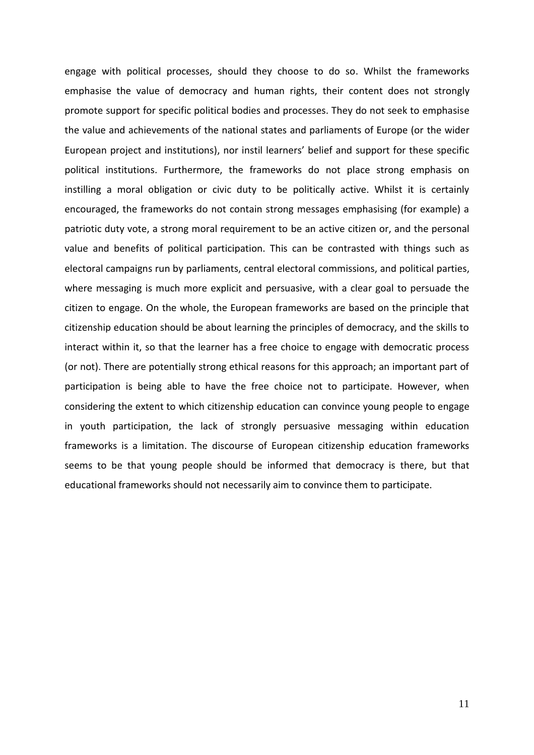engage with political processes, should they choose to do so. Whilst the frameworks emphasise the value of democracy and human rights, their content does not strongly promote support for specific political bodies and processes. They do not seek to emphasise the value and achievements of the national states and parliaments of Europe (or the wider European project and institutions), nor instil learners' belief and support for these specific political institutions. Furthermore, the frameworks do not place strong emphasis on instilling a moral obligation or civic duty to be politically active. Whilst it is certainly encouraged, the frameworks do not contain strong messages emphasising (for example) a patriotic duty vote, a strong moral requirement to be an active citizen or, and the personal value and benefits of political participation. This can be contrasted with things such as electoral campaigns run by parliaments, central electoral commissions, and political parties, where messaging is much more explicit and persuasive, with a clear goal to persuade the citizen to engage. On the whole, the European frameworks are based on the principle that citizenship education should be about learning the principles of democracy, and the skills to interact within it, so that the learner has a free choice to engage with democratic process (or not). There are potentially strong ethical reasons for this approach; an important part of participation is being able to have the free choice not to participate. However, when considering the extent to which citizenship education can convince young people to engage in youth participation, the lack of strongly persuasive messaging within education frameworks is a limitation. The discourse of European citizenship education frameworks seems to be that young people should be informed that democracy is there, but that educational frameworks should not necessarily aim to convince them to participate.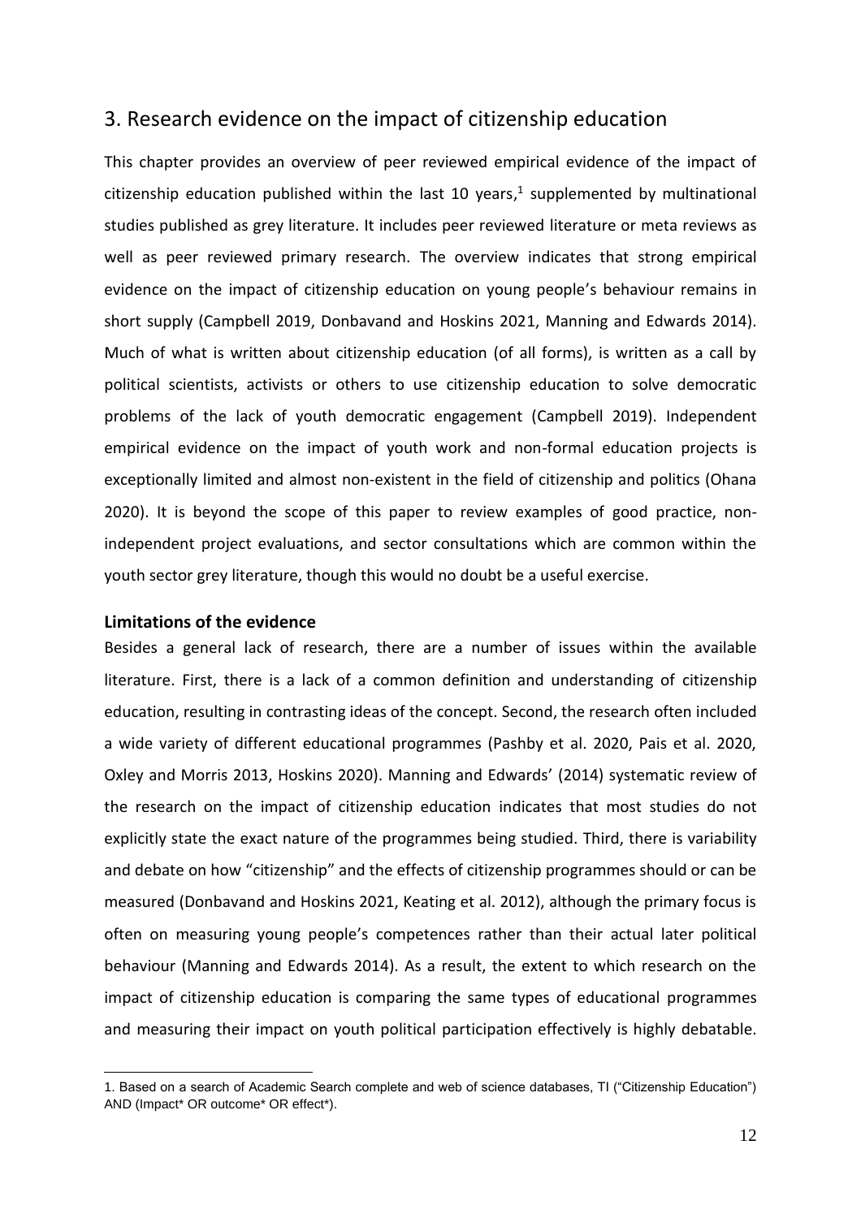# 3. Research evidence on the impact of citizenship education

This chapter provides an overview of peer reviewed empirical evidence of the impact of citizenship education published within the last 10 years,[1] supplemented by multinational studies published as grey literature. It includes peer reviewed literature or meta reviews as well as peer reviewed primary research. The overview indicates that strong empirical evidence on the impact of citizenship education on young people's behaviour remains in short supply (Campbell 2019, Donbavand and Hoskins 2021, Manning and Edwards 2014). Much of what is written about citizenship education (of all forms), is written as a call by political scientists, activists or others to use citizenship education to solve democratic problems of the lack of youth democratic engagement (Campbell 2019). Independent empirical evidence on the impact of youth work and non-formal education projects is exceptionally limited and almost non-existent in the field of citizenship and politics (Ohana 2020). It is beyond the scope of this paper to review examples of good practice, non-independent project evaluations, and sector consultations which are common within the youth sector grey literature, though this would no doubt be a useful exercise.

### Limitations of the evidence

Besides a general lack of research, there are a number of issues within the available literature. First, there is a lack of a common definition and understanding of citizenship education, resulting in contrasting ideas of the concept. Second, the research often included a wide variety of different educational programmes (Pashby et al. 2020, Pais et al. 2020, Oxley and Morris 2013, Hoskins 2020). Manning and Edwards' (2014) systematic review of the research on the impact of citizenship education indicates that most studies do not explicitly state the exact nature of the programmes being studied. Third, there is variability and debate on how "citizenship" and the effects of citizenship programmes should or can be measured (Donbavand and Hoskins 2021, Keating et al. 2012), although the primary focus is often on measuring young people's competences rather than their actual later political behaviour (Manning and Edwards 2014). As a result, the extent to which research on the impact of citizenship education is comparing the same types of educational programmes and measuring their impact on youth political participation effectively is highly debatable.

1. Based on a search of Academic Search complete and web of science databases, TI ("Citizenship Education") AND (Impact* OR outcome* OR effect*).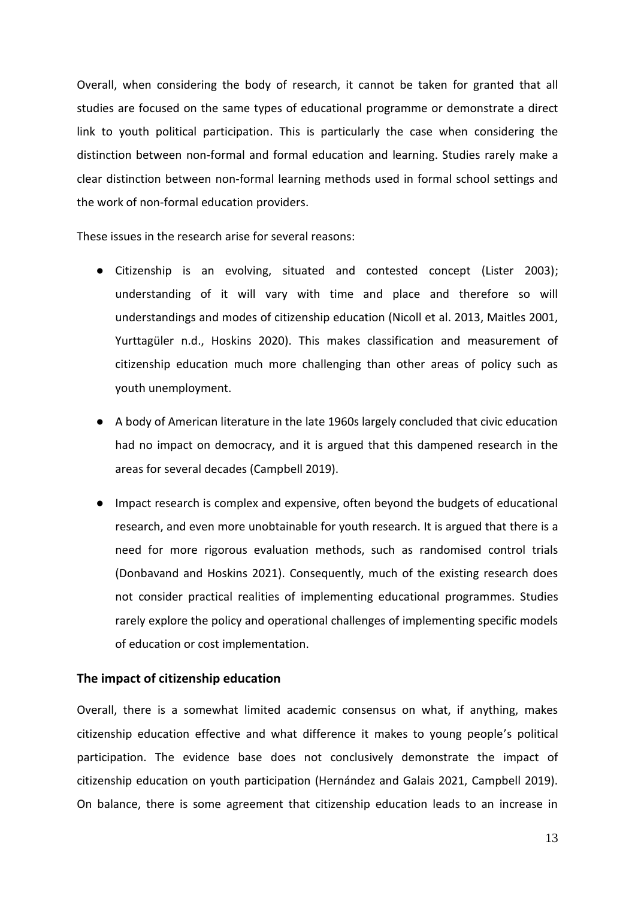Overall, when considering the body of research, it cannot be taken for granted that all studies are focused on the same types of educational programme or demonstrate a direct link to youth political participation. This is particularly the case when considering the distinction between non-formal and formal education and learning. Studies rarely make a clear distinction between non-formal learning methods used in formal school settings and the work of non-formal education providers.

These issues in the research arise for several reasons:

- Citizenship is an evolving, situated and contested concept (Lister 2003); understanding of it will vary with time and place and therefore so will understandings and modes of citizenship education (Nicoll et al. 2013, Maitles 2001, Yurttagüler n.d., Hoskins 2020). This makes classification and measurement of citizenship education much more challenging than other areas of policy such as youth unemployment.
- A body of American literature in the late 1960s largely concluded that civic education had no impact on democracy, and it is argued that this dampened research in the areas for several decades (Campbell 2019).
- Impact research is complex and expensive, often beyond the budgets of educational research, and even more unobtainable for youth research. It is argued that there is a need for more rigorous evaluation methods, such as randomised control trials (Donbavand and Hoskins 2021). Consequently, much of the existing research does not consider practical realities of implementing educational programmes. Studies rarely explore the policy and operational challenges of implementing specific models of education or cost implementation.

### The impact of citizenship education

Overall, there is a somewhat limited academic consensus on what, if anything, makes citizenship education effective and what difference it makes to young people's political participation. The evidence base does not conclusively demonstrate the impact of citizenship education on youth participation (Hernández and Galais 2021, Campbell 2019). On balance, there is some agreement that citizenship education leads to an increase in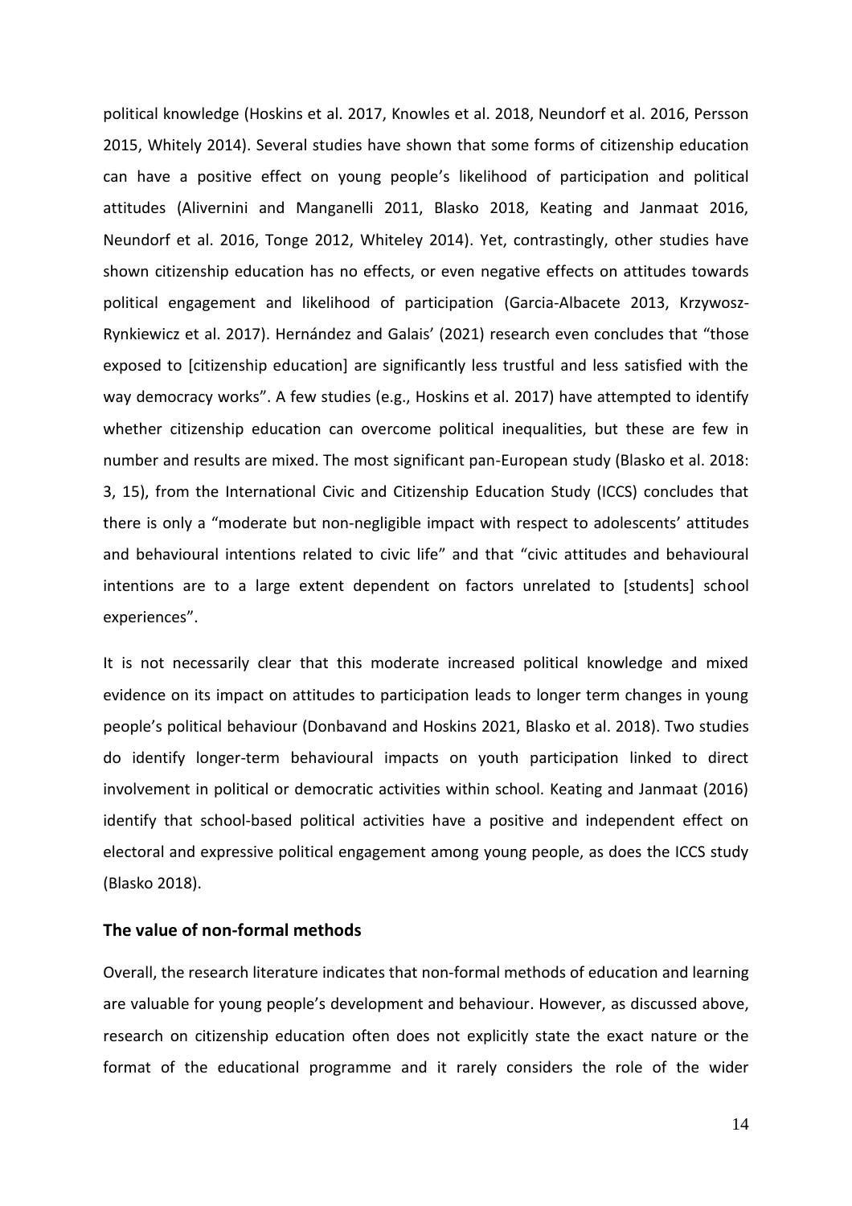political knowledge (Hoskins et al. 2017, Knowles et al. 2018, Neundorf et al. 2016, Persson 2015, Whitely 2014). Several studies have shown that some forms of citizenship education can have a positive effect on young people's likelihood of participation and political attitudes (Alivernini and Manganelli 2011, Blasko 2018, Keating and Janmaat 2016, Neundorf et al. 2016, Tonge 2012, Whiteley 2014). Yet, contrastingly, other studies have shown citizenship education has no effects, or even negative effects on attitudes towards political engagement and likelihood of participation (Garcia-Albacete 2013, Krzywosz-Rynkiewicz et al. 2017). Hernández and Galais' (2021) research even concludes that "those exposed to [citizenship education] are significantly less trustful and less satisfied with the way democracy works". A few studies (e.g., Hoskins et al. 2017) have attempted to identify whether citizenship education can overcome political inequalities, but these are few in number and results are mixed. The most significant pan-European study (Blasko et al. 2018: 3, 15), from the International Civic and Citizenship Education Study (ICCS) concludes that there is only a "moderate but non-negligible impact with respect to adolescents' attitudes and behavioural intentions related to civic life" and that "civic attitudes and behavioural intentions are to a large extent dependent on factors unrelated to [students] school experiences".

It is not necessarily clear that this moderate increased political knowledge and mixed evidence on its impact on attitudes to participation leads to longer term changes in young people's political behaviour (Donbavand and Hoskins 2021, Blasko et al. 2018). Two studies do identify longer-term behavioural impacts on youth participation linked to direct involvement in political or democratic activities within school. Keating and Janmaat (2016) identify that school-based political activities have a positive and independent effect on electoral and expressive political engagement among young people, as does the ICCS study (Blasko 2018).

### The value of non-formal methods

Overall, the research literature indicates that non-formal methods of education and learning are valuable for young people's development and behaviour. However, as discussed above, research on citizenship education often does not explicitly state the exact nature or the format of the educational programme and it rarely considers the role of the wider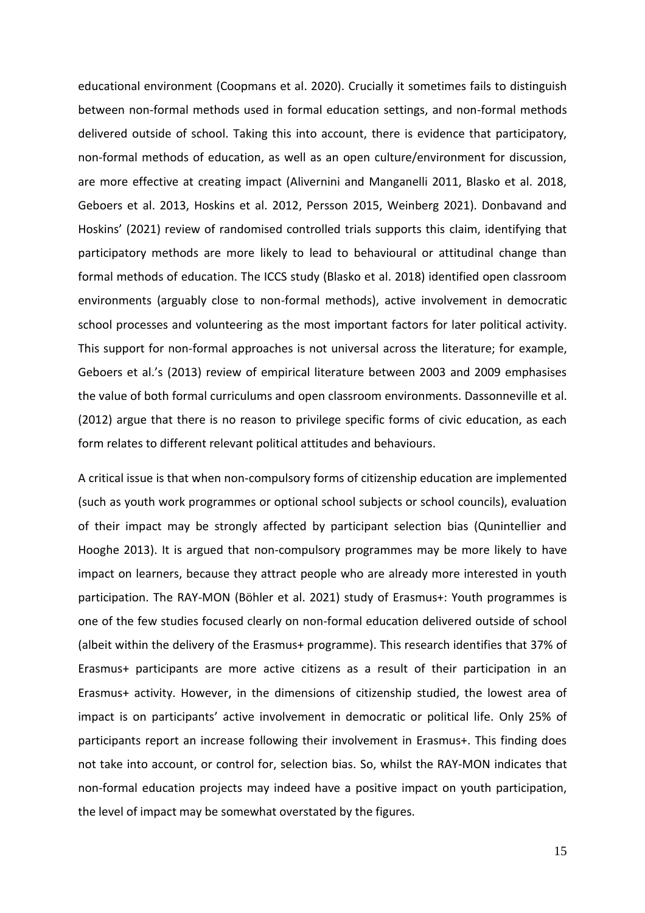educational environment (Coopmans et al. 2020). Crucially it sometimes fails to distinguish between non-formal methods used in formal education settings, and non-formal methods delivered outside of school. Taking this into account, there is evidence that participatory, non-formal methods of education, as well as an open culture/environment for discussion, are more effective at creating impact (Alivernini and Manganelli 2011, Blasko et al. 2018, Geboers et al. 2013, Hoskins et al. 2012, Persson 2015, Weinberg 2021). Donbavand and Hoskins' (2021) review of randomised controlled trials supports this claim, identifying that participatory methods are more likely to lead to behavioural or attitudinal change than formal methods of education. The ICCS study (Blasko et al. 2018) identified open classroom environments (arguably close to non-formal methods), active involvement in democratic school processes and volunteering as the most important factors for later political activity. This support for non-formal approaches is not universal across the literature; for example, Geboers et al.'s (2013) review of empirical literature between 2003 and 2009 emphasises the value of both formal curriculums and open classroom environments. Dassonneville et al. (2012) argue that there is no reason to privilege specific forms of civic education, as each form relates to different relevant political attitudes and behaviours.

A critical issue is that when non-compulsory forms of citizenship education are implemented (such as youth work programmes or optional school subjects or school councils), evaluation of their impact may be strongly affected by participant selection bias (Qunintellier and Hooghe 2013). It is argued that non-compulsory programmes may be more likely to have impact on learners, because they attract people who are already more interested in youth participation. The RAY-MON (Böhler et al. 2021) study of Erasmus+: Youth programmes is one of the few studies focused clearly on non-formal education delivered outside of school (albeit within the delivery of the Erasmus+ programme). This research identifies that 37% of Erasmus+ participants are more active citizens as a result of their participation in an Erasmus+ activity. However, in the dimensions of citizenship studied, the lowest area of impact is on participants' active involvement in democratic or political life. Only 25% of participants report an increase following their involvement in Erasmus+. This finding does not take into account, or control for, selection bias. So, whilst the RAY-MON indicates that non-formal education projects may indeed have a positive impact on youth participation, the level of impact may be somewhat overstated by the figures.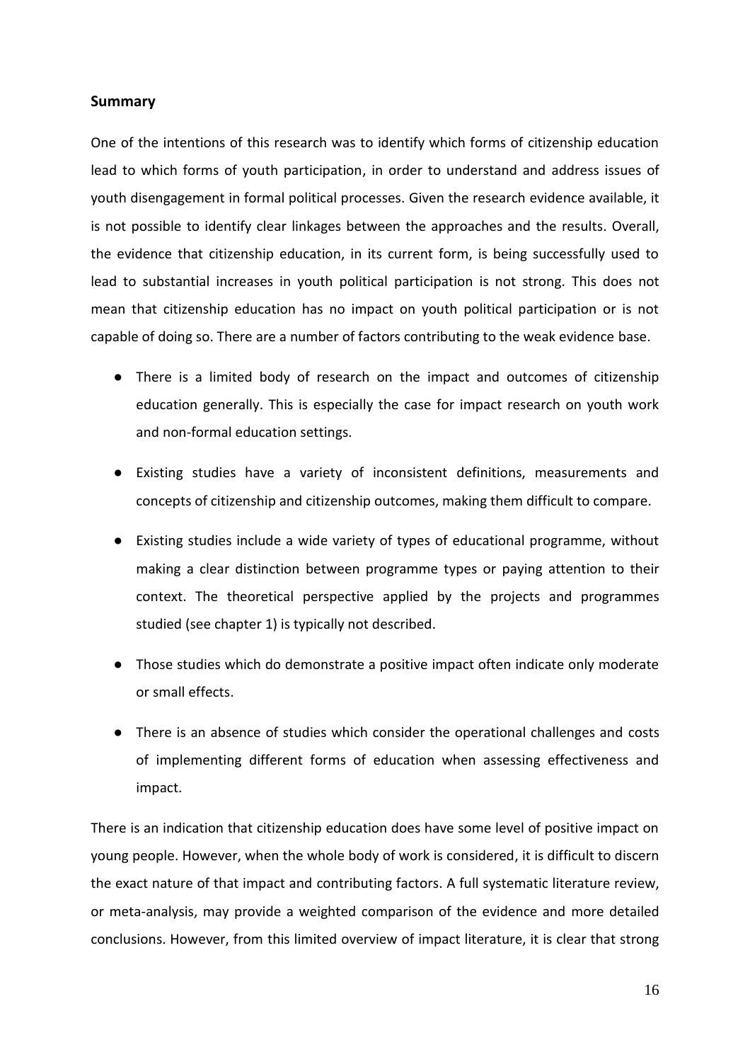## Summary

One of the intentions of this research was to identify which forms of citizenship education lead to which forms of youth participation, in order to understand and address issues of youth disengagement in formal political processes. Given the research evidence available, it is not possible to identify clear linkages between the approaches and the results. Overall, the evidence that citizenship education, in its current form, is being successfully used to lead to substantial increases in youth political participation is not strong. This does not mean that citizenship education has no impact on youth political participation or is not capable of doing so. There are a number of factors contributing to the weak evidence base.

- There is a limited body of research on the impact and outcomes of citizenship education generally. This is especially the case for impact research on youth work and non-formal education settings.
- Existing studies have a variety of inconsistent definitions, measurements and concepts of citizenship and citizenship outcomes, making them difficult to compare.
- Existing studies include a wide variety of types of educational programme, without making a clear distinction between programme types or paying attention to their context. The theoretical perspective applied by the projects and programmes studied (see chapter 1) is typically not described.
- Those studies which do demonstrate a positive impact often indicate only moderate or small effects.
- There is an absence of studies which consider the operational challenges and costs of implementing different forms of education when assessing effectiveness and impact.

There is an indication that citizenship education does have some level of positive impact on young people. However, when the whole body of work is considered, it is difficult to discern the exact nature of that impact and contributing factors. A full systematic literature review, or meta-analysis, may provide a weighted comparison of the evidence and more detailed conclusions. However, from this limited overview of impact literature, it is clear that strong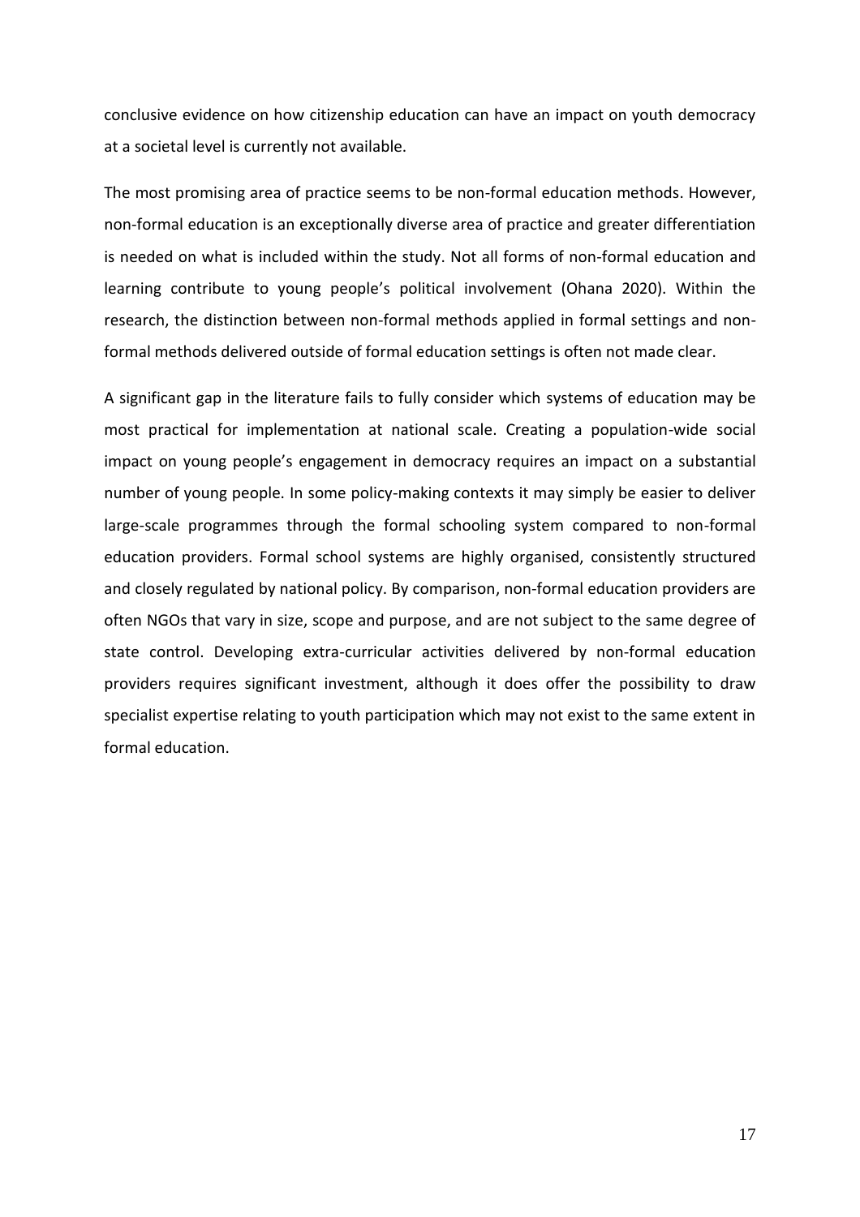conclusive evidence on how citizenship education can have an impact on youth democracy at a societal level is currently not available.

The most promising area of practice seems to be non-formal education methods. However, non-formal education is an exceptionally diverse area of practice and greater differentiation is needed on what is included within the study. Not all forms of non-formal education and learning contribute to young people's political involvement (Ohana 2020). Within the research, the distinction between non-formal methods applied in formal settings and non-formal methods delivered outside of formal education settings is often not made clear.

A significant gap in the literature fails to fully consider which systems of education may be most practical for implementation at national scale. Creating a population-wide social impact on young people's engagement in democracy requires an impact on a substantial number of young people. In some policy-making contexts it may simply be easier to deliver large-scale programmes through the formal schooling system compared to non-formal education providers. Formal school systems are highly organised, consistently structured and closely regulated by national policy. By comparison, non-formal education providers are often NGOs that vary in size, scope and purpose, and are not subject to the same degree of state control. Developing extra-curricular activities delivered by non-formal education providers requires significant investment, although it does offer the possibility to draw specialist expertise relating to youth participation which may not exist to the same extent in formal education.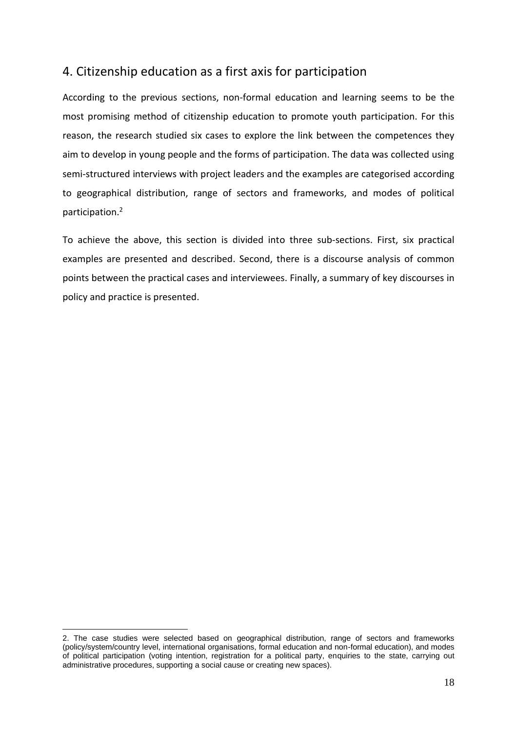## 4. Citizenship education as a first axis for participation

According to the previous sections, non-formal education and learning seems to be the most promising method of citizenship education to promote youth participation. For this reason, the research studied six cases to explore the link between the competences they aim to develop in young people and the forms of participation. The data was collected using semi-structured interviews with project leaders and the examples are categorised according to geographical distribution, range of sectors and frameworks, and modes of political participation.[2]

To achieve the above, this section is divided into three sub-sections. First, six practical examples are presented and described. Second, there is a discourse analysis of common points between the practical cases and interviewees. Finally, a summary of key discourses in policy and practice is presented.

2. The case studies were selected based on geographical distribution, range of sectors and frameworks (policy/system/country level, international organisations, formal education and non-formal education), and modes of political participation (voting intention, registration for a political party, enquiries to the state, carrying out administrative procedures, supporting a social cause or creating new spaces).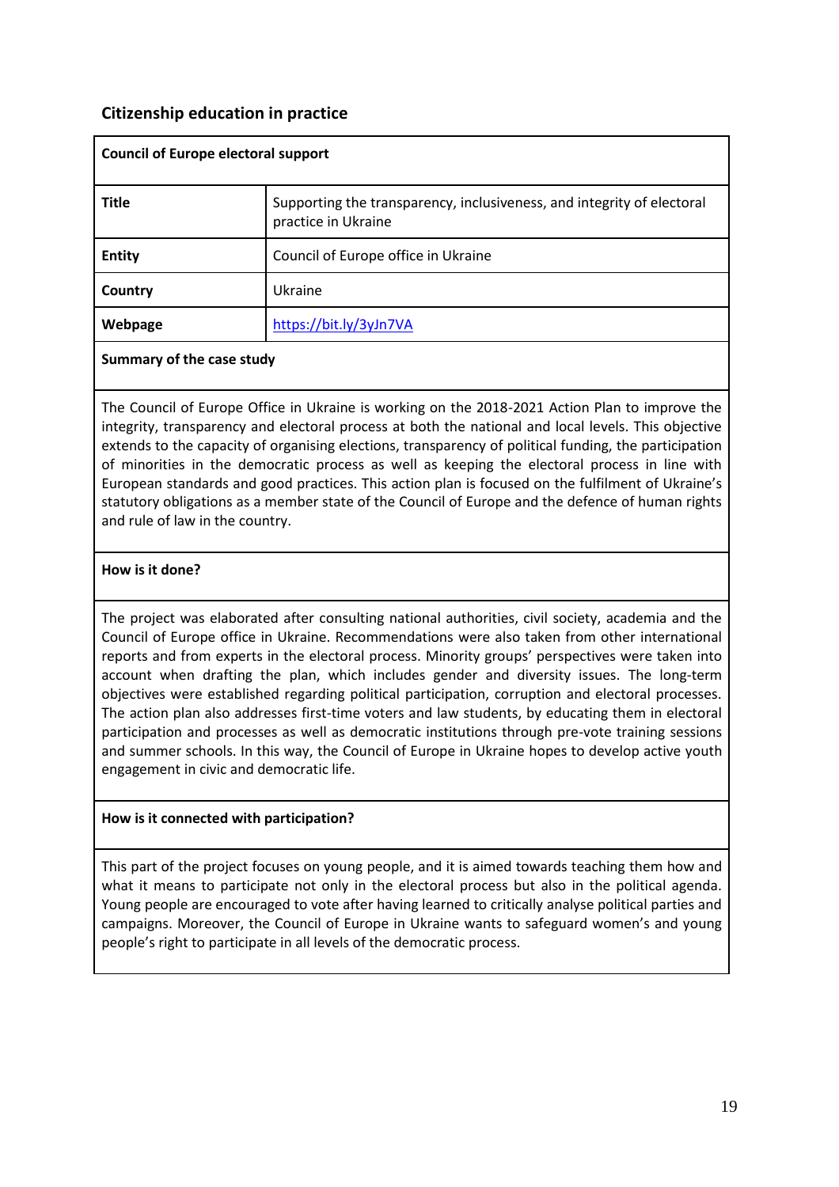## Citizenship education in practice

| Council of Europe electoral support | |
|---|---|
| **Title** | Supporting the transparency, inclusiveness, and integrity of electoral practice in Ukraine |
| **Entity** | Council of Europe office in Ukraine |
| **Country** | Ukraine |
| **Webpage** | https://bit.ly/3yJn7VA |

**Summary of the case study**

The Council of Europe Office in Ukraine is working on the 2018-2021 Action Plan to improve the integrity, transparency and electoral process at both the national and local levels. This objective extends to the capacity of organising elections, transparency of political funding, the participation of minorities in the democratic process as well as keeping the electoral process in line with European standards and good practices. This action plan is focused on the fulfilment of Ukraine's statutory obligations as a member state of the Council of Europe and the defence of human rights and rule of law in the country.

**How is it done?**

The project was elaborated after consulting national authorities, civil society, academia and the Council of Europe office in Ukraine. Recommendations were also taken from other international reports and from experts in the electoral process. Minority groups' perspectives were taken into account when drafting the plan, which includes gender and diversity issues. The long-term objectives were established regarding political participation, corruption and electoral processes. The action plan also addresses first-time voters and law students, by educating them in electoral participation and processes as well as democratic institutions through pre-vote training sessions and summer schools. In this way, the Council of Europe in Ukraine hopes to develop active youth engagement in civic and democratic life.

**How is it connected with participation?**

This part of the project focuses on young people, and it is aimed towards teaching them how and what it means to participate not only in the electoral process but also in the political agenda. Young people are encouraged to vote after having learned to critically analyse political parties and campaigns. Moreover, the Council of Europe in Ukraine wants to safeguard women's and young people's right to participate in all levels of the democratic process.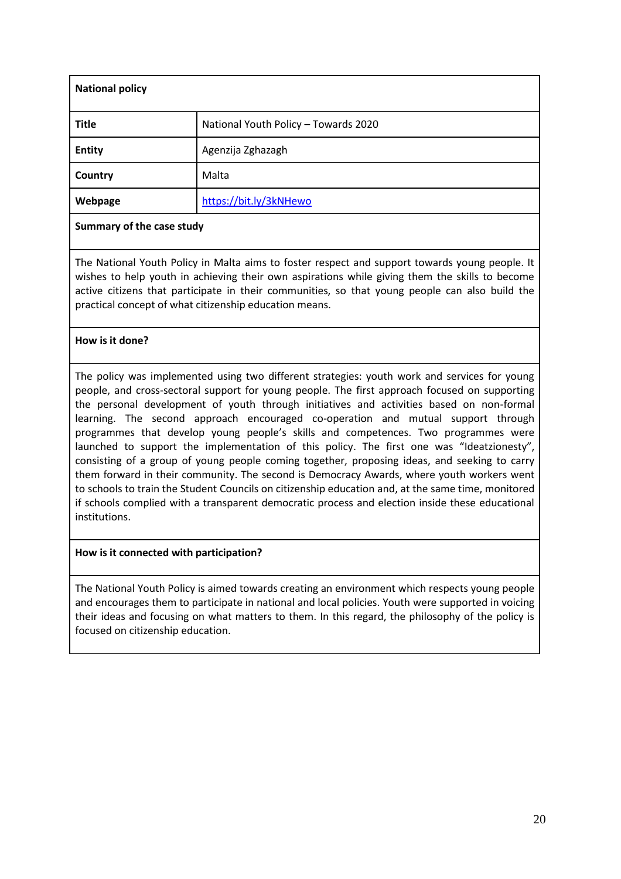| **National policy** | |
|---|---|
| **Title** | National Youth Policy – Towards 2020 |
| **Entity** | Agenzija Zghazagh |
| **Country** | Malta |
| **Webpage** | [https://bit.ly/3kNHewo](https://bit.ly/3kNHewo) |

**Summary of the case study**

The National Youth Policy in Malta aims to foster respect and support towards young people. It wishes to help youth in achieving their own aspirations while giving them the skills to become active citizens that participate in their communities, so that young people can also build the practical concept of what citizenship education means.

**How is it done?**

The policy was implemented using two different strategies: youth work and services for young people, and cross-sectoral support for young people. The first approach focused on supporting the personal development of youth through initiatives and activities based on non-formal learning. The second approach encouraged co-operation and mutual support through programmes that develop young people's skills and competences. Two programmes were launched to support the implementation of this policy. The first one was "Ideatzionesty", consisting of a group of young people coming together, proposing ideas, and seeking to carry them forward in their community. The second is Democracy Awards, where youth workers went to schools to train the Student Councils on citizenship education and, at the same time, monitored if schools complied with a transparent democratic process and election inside these educational institutions.

**How is it connected with participation?**

The National Youth Policy is aimed towards creating an environment which respects young people and encourages them to participate in national and local policies. Youth were supported in voicing their ideas and focusing on what matters to them. In this regard, the philosophy of the policy is focused on citizenship education.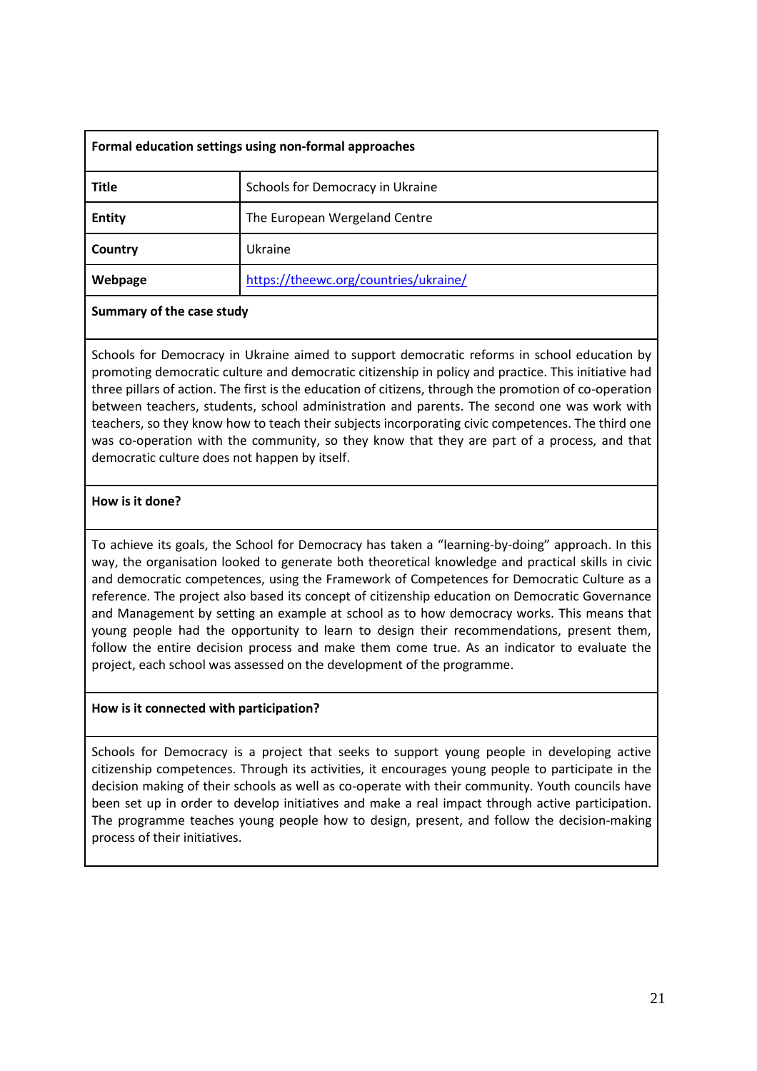| Formal education settings using non-formal approaches | |
|---|---|
| **Title** | Schools for Democracy in Ukraine |
| **Entity** | The European Wergeland Centre |
| **Country** | Ukraine |
| **Webpage** | [https://theewc.org/countries/ukraine/](https://theewc.org/countries/ukraine/) |

**Summary of the case study**

Schools for Democracy in Ukraine aimed to support democratic reforms in school education by promoting democratic culture and democratic citizenship in policy and practice. This initiative had three pillars of action. The first is the education of citizens, through the promotion of co-operation between teachers, students, school administration and parents. The second one was work with teachers, so they know how to teach their subjects incorporating civic competences. The third one was co-operation with the community, so they know that they are part of a process, and that democratic culture does not happen by itself.

**How is it done?**

To achieve its goals, the School for Democracy has taken a "learning-by-doing" approach. In this way, the organisation looked to generate both theoretical knowledge and practical skills in civic and democratic competences, using the Framework of Competences for Democratic Culture as a reference. The project also based its concept of citizenship education on Democratic Governance and Management by setting an example at school as to how democracy works. This means that young people had the opportunity to learn to design their recommendations, present them, follow the entire decision process and make them come true. As an indicator to evaluate the project, each school was assessed on the development of the programme.

**How is it connected with participation?**

Schools for Democracy is a project that seeks to support young people in developing active citizenship competences. Through its activities, it encourages young people to participate in the decision making of their schools as well as co-operate with their community. Youth councils have been set up in order to develop initiatives and make a real impact through active participation. The programme teaches young people how to design, present, and follow the decision-making process of their initiatives.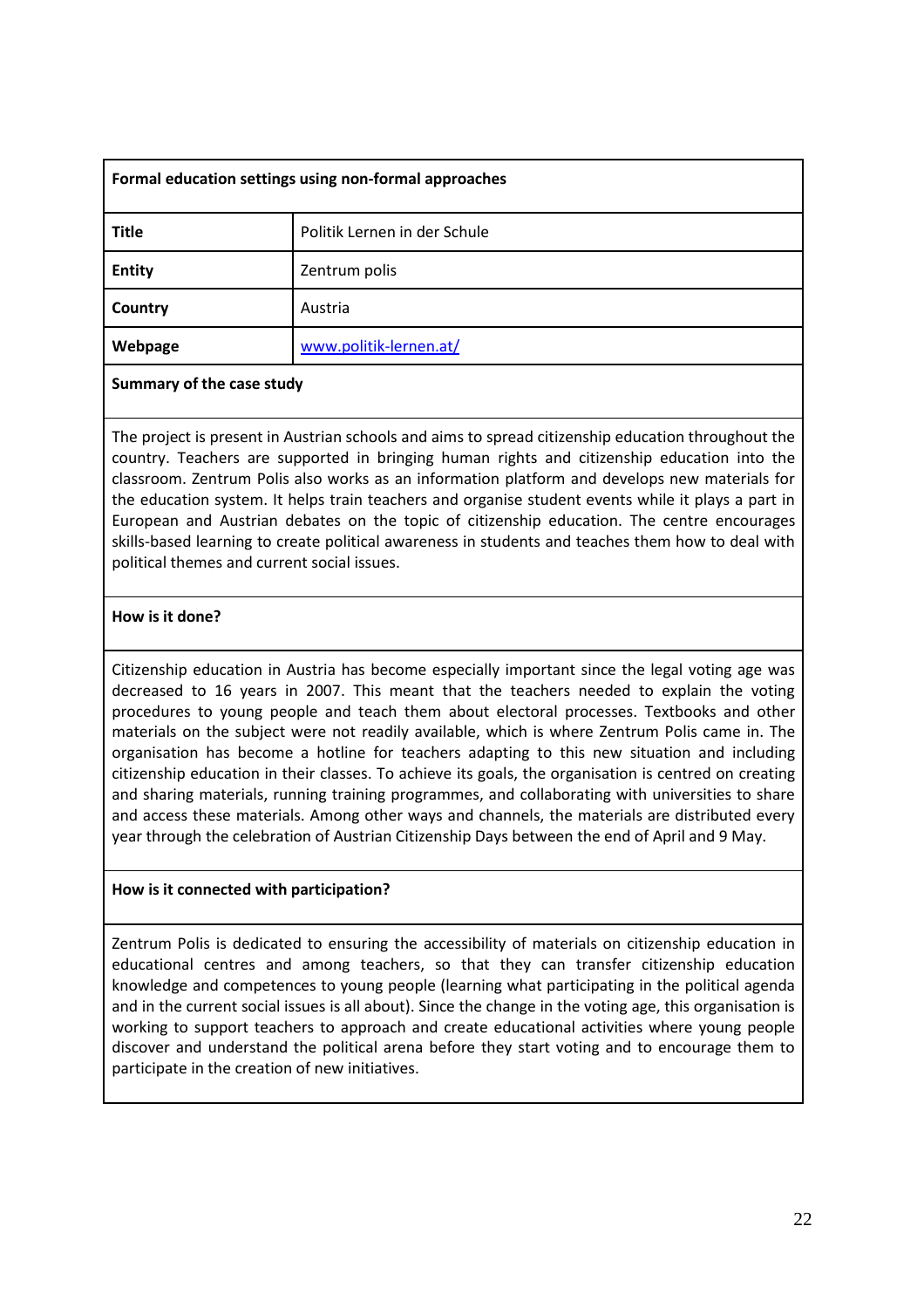**Formal education settings using non-formal approaches**

| **Title** | Politik Lernen in der Schule |
| --- | --- |
| **Entity** | Zentrum polis |
| **Country** | Austria |
| **Webpage** | [www.politik-lernen.at/](http://www.politik-lernen.at/) |

**Summary of the case study**

The project is present in Austrian schools and aims to spread citizenship education throughout the country. Teachers are supported in bringing human rights and citizenship education into the classroom. Zentrum Polis also works as an information platform and develops new materials for the education system. It helps train teachers and organise student events while it plays a part in European and Austrian debates on the topic of citizenship education. The centre encourages skills-based learning to create political awareness in students and teaches them how to deal with political themes and current social issues.

**How is it done?**

Citizenship education in Austria has become especially important since the legal voting age was decreased to 16 years in 2007. This meant that the teachers needed to explain the voting procedures to young people and teach them about electoral processes. Textbooks and other materials on the subject were not readily available, which is where Zentrum Polis came in. The organisation has become a hotline for teachers adapting to this new situation and including citizenship education in their classes. To achieve its goals, the organisation is centred on creating and sharing materials, running training programmes, and collaborating with universities to share and access these materials. Among other ways and channels, the materials are distributed every year through the celebration of Austrian Citizenship Days between the end of April and 9 May.

**How is it connected with participation?**

Zentrum Polis is dedicated to ensuring the accessibility of materials on citizenship education in educational centres and among teachers, so that they can transfer citizenship education knowledge and competences to young people (learning what participating in the political agenda and in the current social issues is all about). Since the change in the voting age, this organisation is working to support teachers to approach and create educational activities where young people discover and understand the political arena before they start voting and to encourage them to participate in the creation of new initiatives.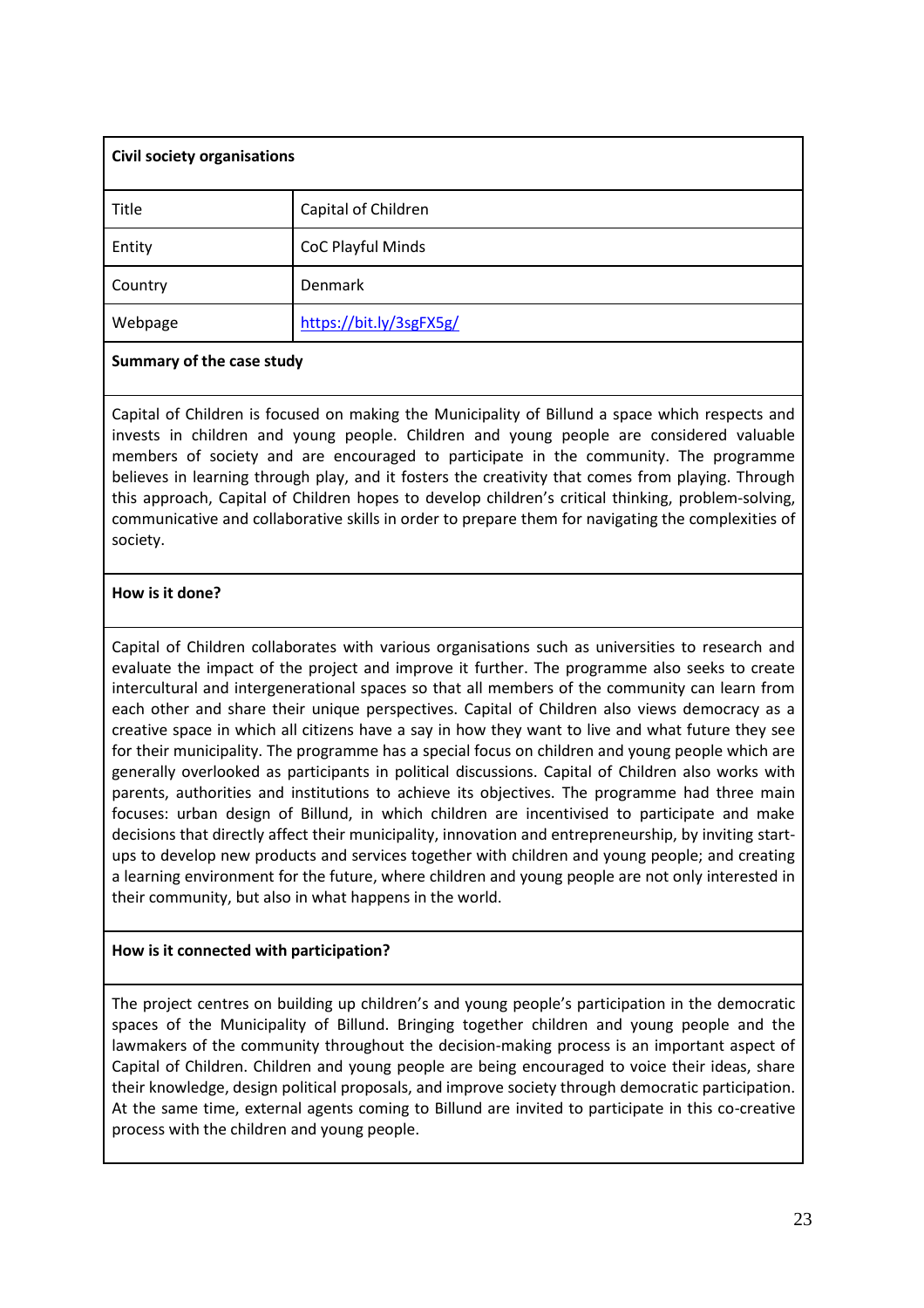| **Civil society organisations** | |
|---|---|
| Title | Capital of Children |
| Entity | CoC Playful Minds |
| Country | Denmark |
| Webpage | https://bit.ly/3sgFX5g/ |

**Summary of the case study**

Capital of Children is focused on making the Municipality of Billund a space which respects and invests in children and young people. Children and young people are considered valuable members of society and are encouraged to participate in the community. The programme believes in learning through play, and it fosters the creativity that comes from playing. Through this approach, Capital of Children hopes to develop children's critical thinking, problem-solving, communicative and collaborative skills in order to prepare them for navigating the complexities of society.

**How is it done?**

Capital of Children collaborates with various organisations such as universities to research and evaluate the impact of the project and improve it further. The programme also seeks to create intercultural and intergenerational spaces so that all members of the community can learn from each other and share their unique perspectives. Capital of Children also views democracy as a creative space in which all citizens have a say in how they want to live and what future they see for their municipality. The programme has a special focus on children and young people which are generally overlooked as participants in political discussions. Capital of Children also works with parents, authorities and institutions to achieve its objectives. The programme had three main focuses: urban design of Billund, in which children are incentivised to participate and make decisions that directly affect their municipality, innovation and entrepreneurship, by inviting start-ups to develop new products and services together with children and young people; and creating a learning environment for the future, where children and young people are not only interested in their community, but also in what happens in the world.

**How is it connected with participation?**

The project centres on building up children's and young people's participation in the democratic spaces of the Municipality of Billund. Bringing together children and young people and the lawmakers of the community throughout the decision-making process is an important aspect of Capital of Children. Children and young people are being encouraged to voice their ideas, share their knowledge, design political proposals, and improve society through democratic participation. At the same time, external agents coming to Billund are invited to participate in this co-creative process with the children and young people.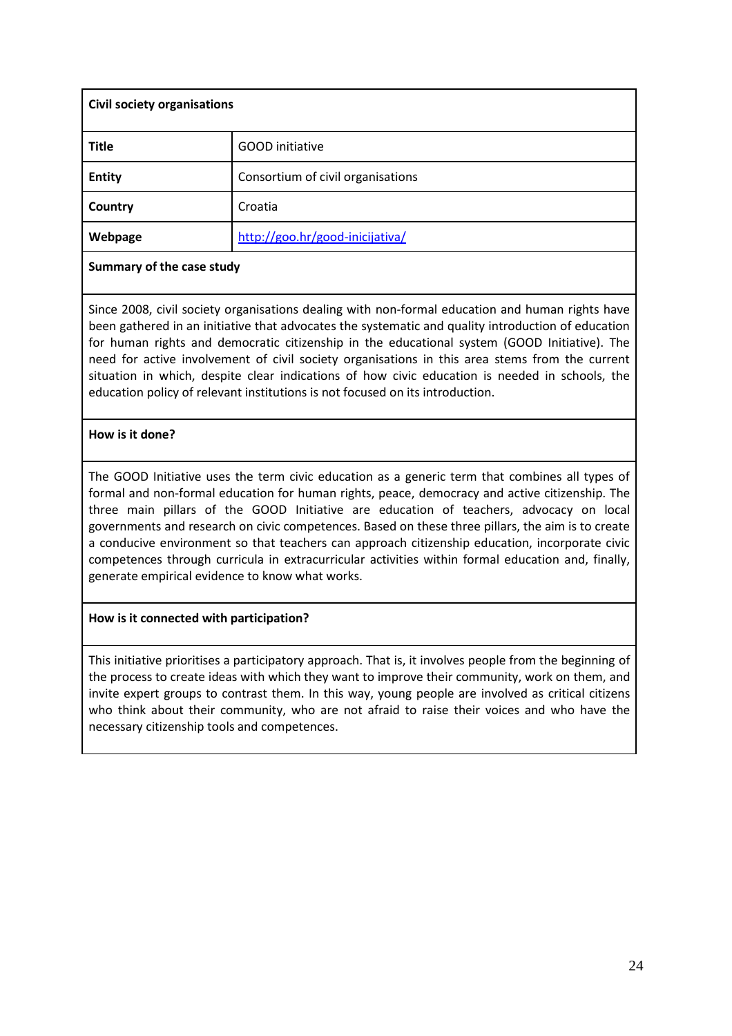| Civil society organisations | |
|---|---|
| **Title** | GOOD initiative |
| **Entity** | Consortium of civil organisations |
| **Country** | Croatia |
| **Webpage** | [http://goo.hr/good-inicijativa/](http://goo.hr/good-inicijativa/) |

**Summary of the case study**

Since 2008, civil society organisations dealing with non-formal education and human rights have been gathered in an initiative that advocates the systematic and quality introduction of education for human rights and democratic citizenship in the educational system (GOOD Initiative). The need for active involvement of civil society organisations in this area stems from the current situation in which, despite clear indications of how civic education is needed in schools, the education policy of relevant institutions is not focused on its introduction.

**How is it done?**

The GOOD Initiative uses the term civic education as a generic term that combines all types of formal and non-formal education for human rights, peace, democracy and active citizenship. The three main pillars of the GOOD Initiative are education of teachers, advocacy on local governments and research on civic competences. Based on these three pillars, the aim is to create a conducive environment so that teachers can approach citizenship education, incorporate civic competences through curricula in extracurricular activities within formal education and, finally, generate empirical evidence to know what works.

**How is it connected with participation?**

This initiative prioritises a participatory approach. That is, it involves people from the beginning of the process to create ideas with which they want to improve their community, work on them, and invite expert groups to contrast them. In this way, young people are involved as critical citizens who think about their community, who are not afraid to raise their voices and who have the necessary citizenship tools and competences.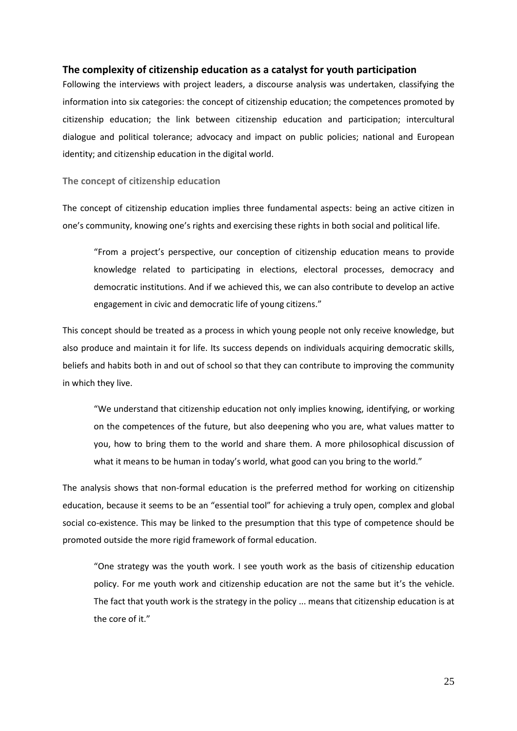## The complexity of citizenship education as a catalyst for youth participation

Following the interviews with project leaders, a discourse analysis was undertaken, classifying the information into six categories: the concept of citizenship education; the competences promoted by citizenship education; the link between citizenship education and participation; intercultural dialogue and political tolerance; advocacy and impact on public policies; national and European identity; and citizenship education in the digital world.

### The concept of citizenship education

The concept of citizenship education implies three fundamental aspects: being an active citizen in one's community, knowing one's rights and exercising these rights in both social and political life.

> "From a project's perspective, our conception of citizenship education means to provide knowledge related to participating in elections, electoral processes, democracy and democratic institutions. And if we achieved this, we can also contribute to develop an active engagement in civic and democratic life of young citizens."

This concept should be treated as a process in which young people not only receive knowledge, but also produce and maintain it for life. Its success depends on individuals acquiring democratic skills, beliefs and habits both in and out of school so that they can contribute to improving the community in which they live.

> "We understand that citizenship education not only implies knowing, identifying, or working on the competences of the future, but also deepening who you are, what values matter to you, how to bring them to the world and share them. A more philosophical discussion of what it means to be human in today's world, what good can you bring to the world."

The analysis shows that non-formal education is the preferred method for working on citizenship education, because it seems to be an "essential tool" for achieving a truly open, complex and global social co-existence. This may be linked to the presumption that this type of competence should be promoted outside the more rigid framework of formal education.

> "One strategy was the youth work. I see youth work as the basis of citizenship education policy. For me youth work and citizenship education are not the same but it's the vehicle. The fact that youth work is the strategy in the policy ... means that citizenship education is at the core of it."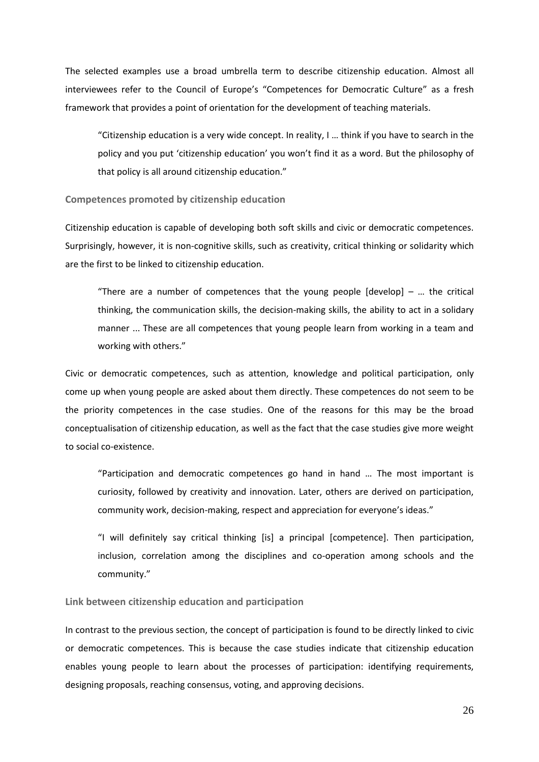The selected examples use a broad umbrella term to describe citizenship education. Almost all interviewees refer to the Council of Europe's "Competences for Democratic Culture" as a fresh framework that provides a point of orientation for the development of teaching materials.

> "Citizenship education is a very wide concept. In reality, I … think if you have to search in the policy and you put 'citizenship education' you won't find it as a word. But the philosophy of that policy is all around citizenship education."

### Competences promoted by citizenship education

Citizenship education is capable of developing both soft skills and civic or democratic competences. Surprisingly, however, it is non-cognitive skills, such as creativity, critical thinking or solidarity which are the first to be linked to citizenship education.

> "There are a number of competences that the young people [develop] – … the critical thinking, the communication skills, the decision-making skills, the ability to act in a solidary manner ... These are all competences that young people learn from working in a team and working with others."

Civic or democratic competences, such as attention, knowledge and political participation, only come up when young people are asked about them directly. These competences do not seem to be the priority competences in the case studies. One of the reasons for this may be the broad conceptualisation of citizenship education, as well as the fact that the case studies give more weight to social co-existence.

> "Participation and democratic competences go hand in hand … The most important is curiosity, followed by creativity and innovation. Later, others are derived on participation, community work, decision-making, respect and appreciation for everyone's ideas."

> "I will definitely say critical thinking [is] a principal [competence]. Then participation, inclusion, correlation among the disciplines and co-operation among schools and the community."

### Link between citizenship education and participation

In contrast to the previous section, the concept of participation is found to be directly linked to civic or democratic competences. This is because the case studies indicate that citizenship education enables young people to learn about the processes of participation: identifying requirements, designing proposals, reaching consensus, voting, and approving decisions.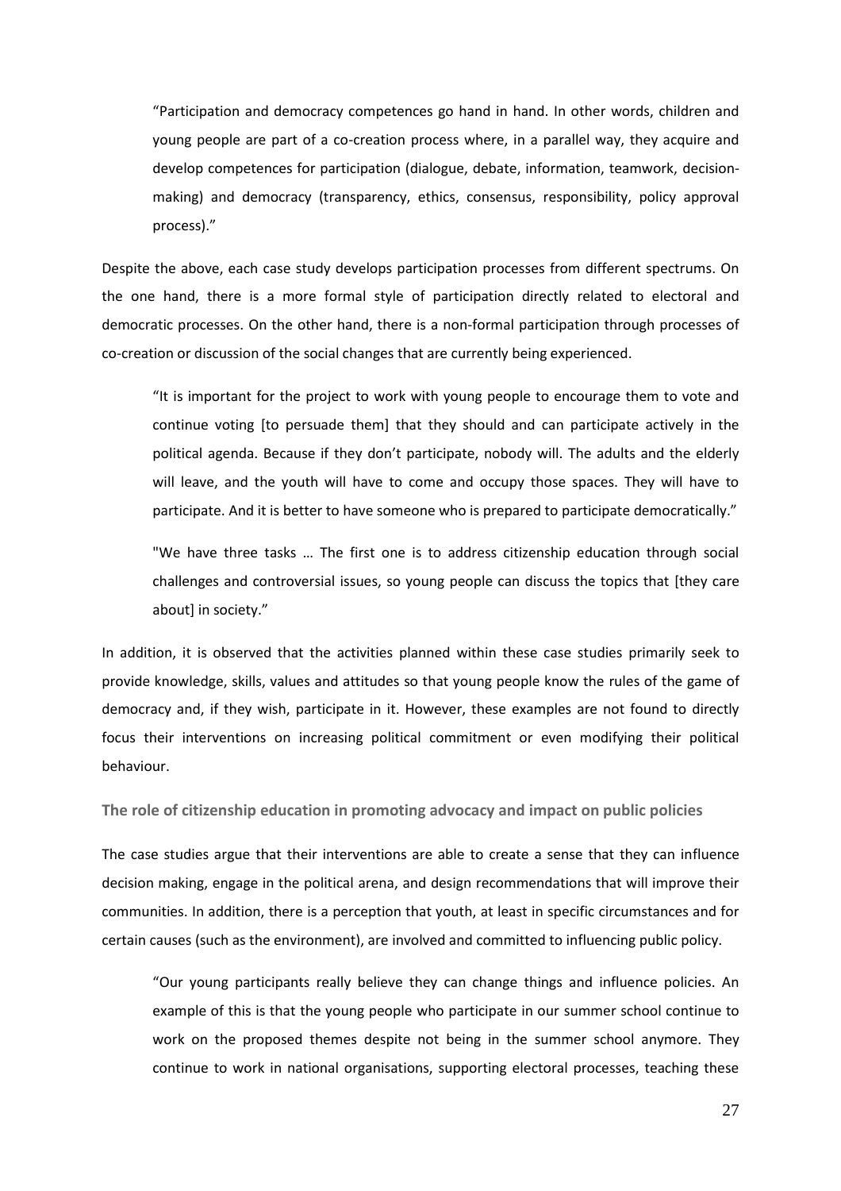> "Participation and democracy competences go hand in hand. In other words, children and young people are part of a co-creation process where, in a parallel way, they acquire and develop competences for participation (dialogue, debate, information, teamwork, decision-making) and democracy (transparency, ethics, consensus, responsibility, policy approval process)."

Despite the above, each case study develops participation processes from different spectrums. On the one hand, there is a more formal style of participation directly related to electoral and democratic processes. On the other hand, there is a non-formal participation through processes of co-creation or discussion of the social changes that are currently being experienced.

> "It is important for the project to work with young people to encourage them to vote and continue voting [to persuade them] that they should and can participate actively in the political agenda. Because if they don't participate, nobody will. The adults and the elderly will leave, and the youth will have to come and occupy those spaces. They will have to participate. And it is better to have someone who is prepared to participate democratically."

> "We have three tasks … The first one is to address citizenship education through social challenges and controversial issues, so young people can discuss the topics that [they care about] in society."

In addition, it is observed that the activities planned within these case studies primarily seek to provide knowledge, skills, values and attitudes so that young people know the rules of the game of democracy and, if they wish, participate in it. However, these examples are not found to directly focus their interventions on increasing political commitment or even modifying their political behaviour.

### The role of citizenship education in promoting advocacy and impact on public policies

The case studies argue that their interventions are able to create a sense that they can influence decision making, engage in the political arena, and design recommendations that will improve their communities. In addition, there is a perception that youth, at least in specific circumstances and for certain causes (such as the environment), are involved and committed to influencing public policy.

> "Our young participants really believe they can change things and influence policies. An example of this is that the young people who participate in our summer school continue to work on the proposed themes despite not being in the summer school anymore. They continue to work in national organisations, supporting electoral processes, teaching these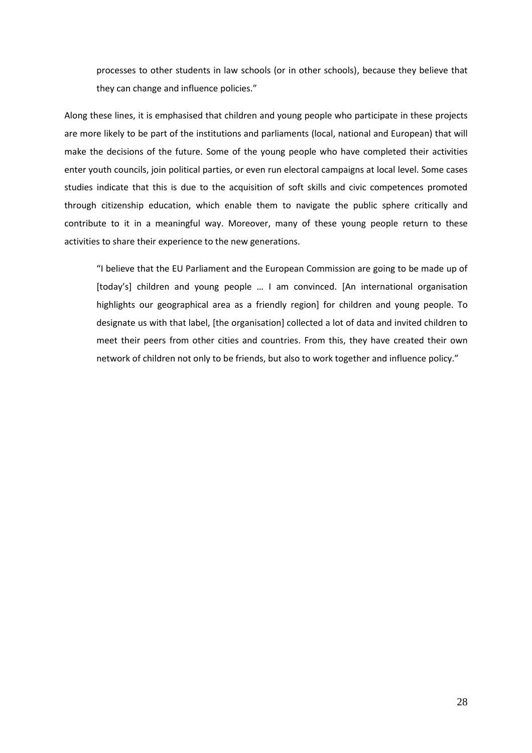> processes to other students in law schools (or in other schools), because they believe that they can change and influence policies."

Along these lines, it is emphasised that children and young people who participate in these projects are more likely to be part of the institutions and parliaments (local, national and European) that will make the decisions of the future. Some of the young people who have completed their activities enter youth councils, join political parties, or even run electoral campaigns at local level. Some cases studies indicate that this is due to the acquisition of soft skills and civic competences promoted through citizenship education, which enable them to navigate the public sphere critically and contribute to it in a meaningful way. Moreover, many of these young people return to these activities to share their experience to the new generations.

> "I believe that the EU Parliament and the European Commission are going to be made up of [today's] children and young people … I am convinced. [An international organisation highlights our geographical area as a friendly region] for children and young people. To designate us with that label, [the organisation] collected a lot of data and invited children to meet their peers from other cities and countries. From this, they have created their own network of children not only to be friends, but also to work together and influence policy."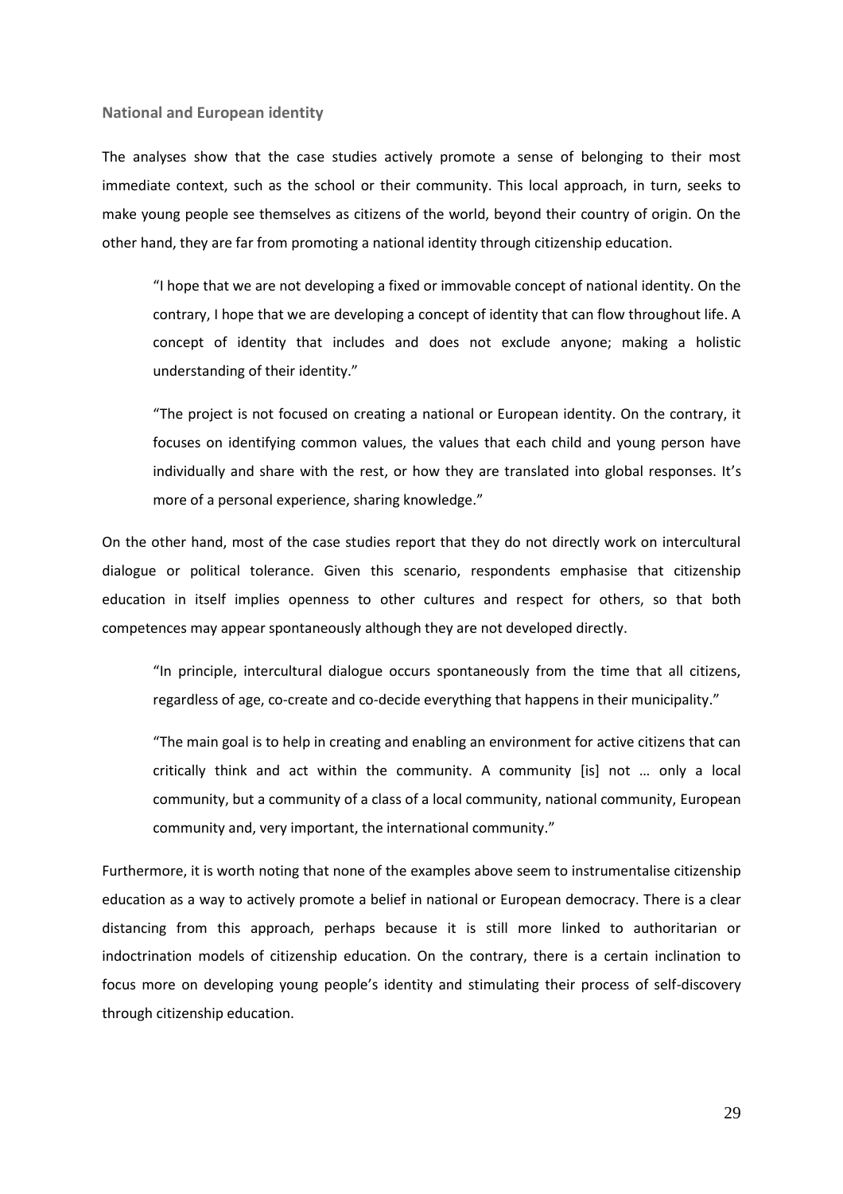### National and European identity

The analyses show that the case studies actively promote a sense of belonging to their most immediate context, such as the school or their community. This local approach, in turn, seeks to make young people see themselves as citizens of the world, beyond their country of origin. On the other hand, they are far from promoting a national identity through citizenship education.

> "I hope that we are not developing a fixed or immovable concept of national identity. On the contrary, I hope that we are developing a concept of identity that can flow throughout life. A concept of identity that includes and does not exclude anyone; making a holistic understanding of their identity."

> "The project is not focused on creating a national or European identity. On the contrary, it focuses on identifying common values, the values that each child and young person have individually and share with the rest, or how they are translated into global responses. It's more of a personal experience, sharing knowledge."

On the other hand, most of the case studies report that they do not directly work on intercultural dialogue or political tolerance. Given this scenario, respondents emphasise that citizenship education in itself implies openness to other cultures and respect for others, so that both competences may appear spontaneously although they are not developed directly.

> "In principle, intercultural dialogue occurs spontaneously from the time that all citizens, regardless of age, co-create and co-decide everything that happens in their municipality."

> "The main goal is to help in creating and enabling an environment for active citizens that can critically think and act within the community. A community [is] not … only a local community, but a community of a class of a local community, national community, European community and, very important, the international community."

Furthermore, it is worth noting that none of the examples above seem to instrumentalise citizenship education as a way to actively promote a belief in national or European democracy. There is a clear distancing from this approach, perhaps because it is still more linked to authoritarian or indoctrination models of citizenship education. On the contrary, there is a certain inclination to focus more on developing young people's identity and stimulating their process of self-discovery through citizenship education.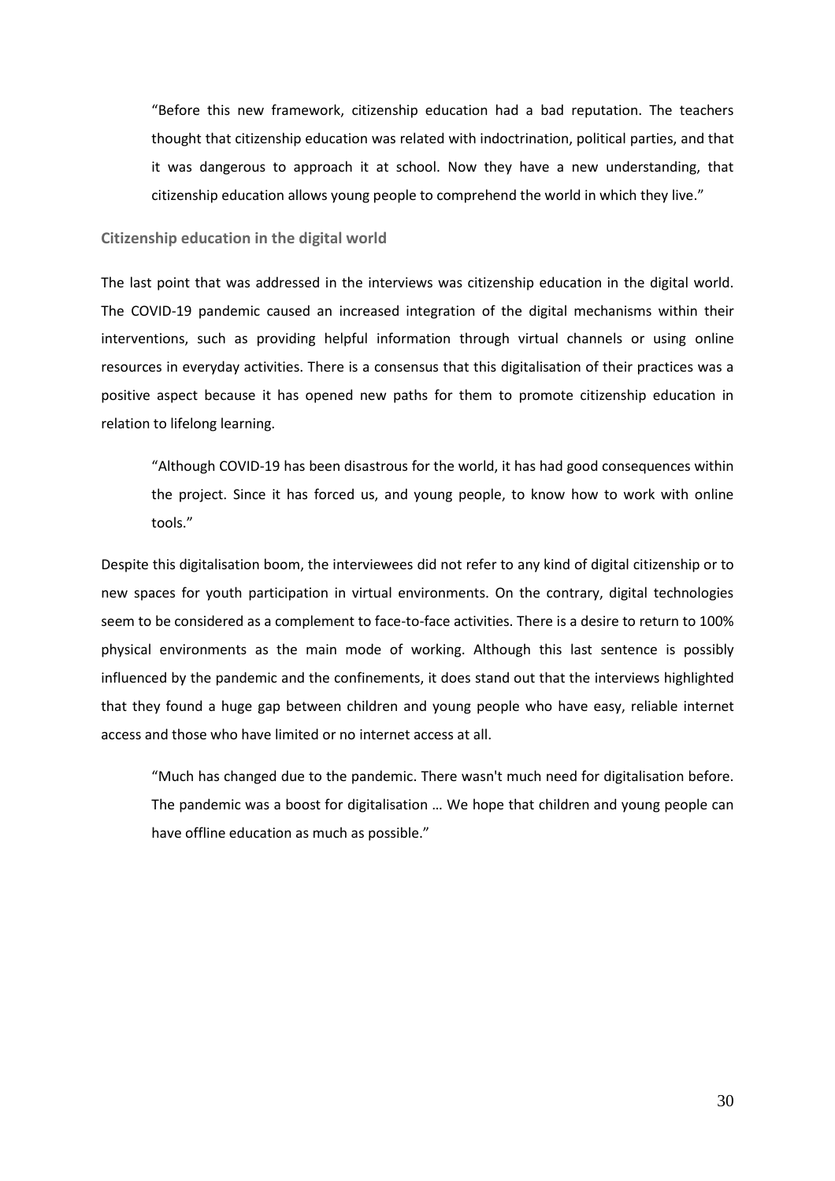> "Before this new framework, citizenship education had a bad reputation. The teachers thought that citizenship education was related with indoctrination, political parties, and that it was dangerous to approach it at school. Now they have a new understanding, that citizenship education allows young people to comprehend the world in which they live."

### Citizenship education in the digital world

The last point that was addressed in the interviews was citizenship education in the digital world. The COVID-19 pandemic caused an increased integration of the digital mechanisms within their interventions, such as providing helpful information through virtual channels or using online resources in everyday activities. There is a consensus that this digitalisation of their practices was a positive aspect because it has opened new paths for them to promote citizenship education in relation to lifelong learning.

> "Although COVID-19 has been disastrous for the world, it has had good consequences within the project. Since it has forced us, and young people, to know how to work with online tools."

Despite this digitalisation boom, the interviewees did not refer to any kind of digital citizenship or to new spaces for youth participation in virtual environments. On the contrary, digital technologies seem to be considered as a complement to face-to-face activities. There is a desire to return to 100% physical environments as the main mode of working. Although this last sentence is possibly influenced by the pandemic and the confinements, it does stand out that the interviews highlighted that they found a huge gap between children and young people who have easy, reliable internet access and those who have limited or no internet access at all.

> "Much has changed due to the pandemic. There wasn't much need for digitalisation before. The pandemic was a boost for digitalisation … We hope that children and young people can have offline education as much as possible."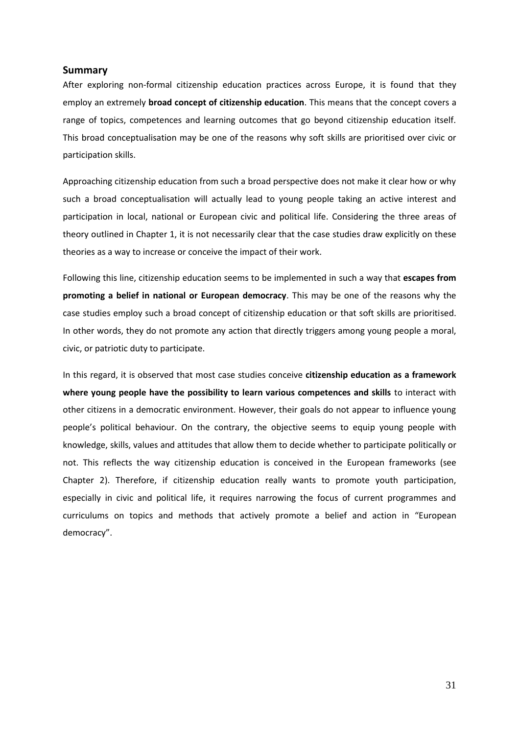## Summary

After exploring non-formal citizenship education practices across Europe, it is found that they employ an extremely **broad concept of citizenship education**. This means that the concept covers a range of topics, competences and learning outcomes that go beyond citizenship education itself. This broad conceptualisation may be one of the reasons why soft skills are prioritised over civic or participation skills.

Approaching citizenship education from such a broad perspective does not make it clear how or why such a broad conceptualisation will actually lead to young people taking an active interest and participation in local, national or European civic and political life. Considering the three areas of theory outlined in Chapter 1, it is not necessarily clear that the case studies draw explicitly on these theories as a way to increase or conceive the impact of their work.

Following this line, citizenship education seems to be implemented in such a way that **escapes from promoting a belief in national or European democracy**. This may be one of the reasons why the case studies employ such a broad concept of citizenship education or that soft skills are prioritised. In other words, they do not promote any action that directly triggers among young people a moral, civic, or patriotic duty to participate.

In this regard, it is observed that most case studies conceive **citizenship education as a framework where young people have the possibility to learn various competences and skills** to interact with other citizens in a democratic environment. However, their goals do not appear to influence young people's political behaviour. On the contrary, the objective seems to equip young people with knowledge, skills, values and attitudes that allow them to decide whether to participate politically or not. This reflects the way citizenship education is conceived in the European frameworks (see Chapter 2). Therefore, if citizenship education really wants to promote youth participation, especially in civic and political life, it requires narrowing the focus of current programmes and curriculums on topics and methods that actively promote a belief and action in "European democracy".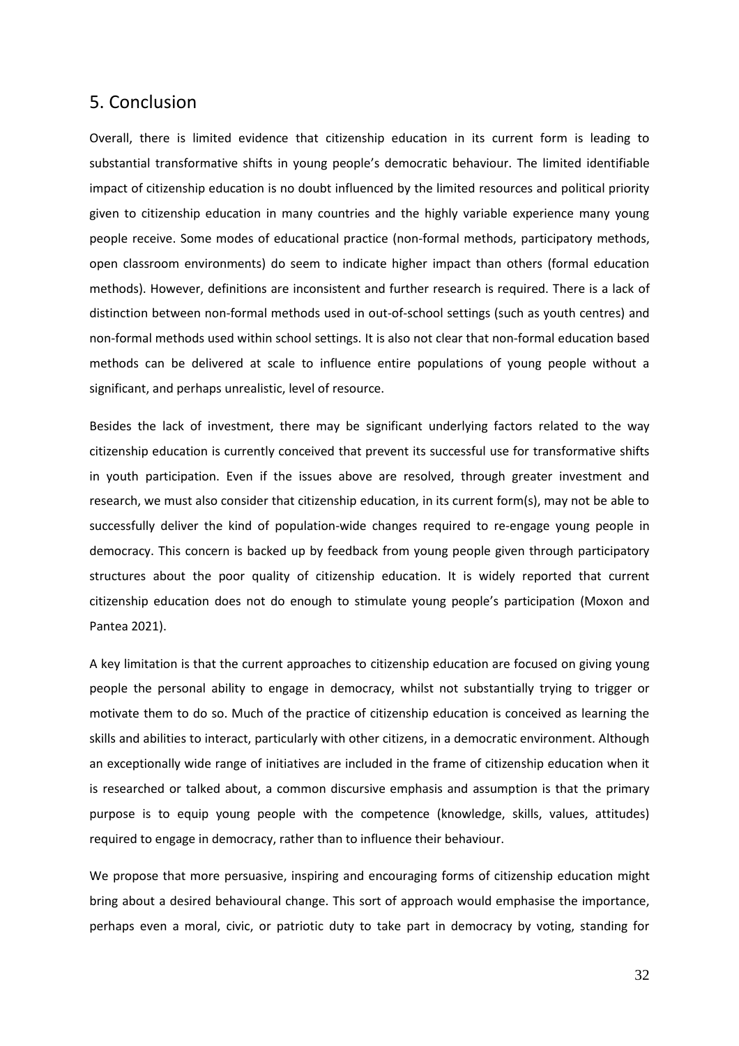## 5. Conclusion

Overall, there is limited evidence that citizenship education in its current form is leading to substantial transformative shifts in young people's democratic behaviour. The limited identifiable impact of citizenship education is no doubt influenced by the limited resources and political priority given to citizenship education in many countries and the highly variable experience many young people receive. Some modes of educational practice (non-formal methods, participatory methods, open classroom environments) do seem to indicate higher impact than others (formal education methods). However, definitions are inconsistent and further research is required. There is a lack of distinction between non-formal methods used in out-of-school settings (such as youth centres) and non-formal methods used within school settings. It is also not clear that non-formal education based methods can be delivered at scale to influence entire populations of young people without a significant, and perhaps unrealistic, level of resource.

Besides the lack of investment, there may be significant underlying factors related to the way citizenship education is currently conceived that prevent its successful use for transformative shifts in youth participation. Even if the issues above are resolved, through greater investment and research, we must also consider that citizenship education, in its current form(s), may not be able to successfully deliver the kind of population-wide changes required to re-engage young people in democracy. This concern is backed up by feedback from young people given through participatory structures about the poor quality of citizenship education. It is widely reported that current citizenship education does not do enough to stimulate young people's participation (Moxon and Pantea 2021).

A key limitation is that the current approaches to citizenship education are focused on giving young people the personal ability to engage in democracy, whilst not substantially trying to trigger or motivate them to do so. Much of the practice of citizenship education is conceived as learning the skills and abilities to interact, particularly with other citizens, in a democratic environment. Although an exceptionally wide range of initiatives are included in the frame of citizenship education when it is researched or talked about, a common discursive emphasis and assumption is that the primary purpose is to equip young people with the competence (knowledge, skills, values, attitudes) required to engage in democracy, rather than to influence their behaviour.

We propose that more persuasive, inspiring and encouraging forms of citizenship education might bring about a desired behavioural change. This sort of approach would emphasise the importance, perhaps even a moral, civic, or patriotic duty to take part in democracy by voting, standing for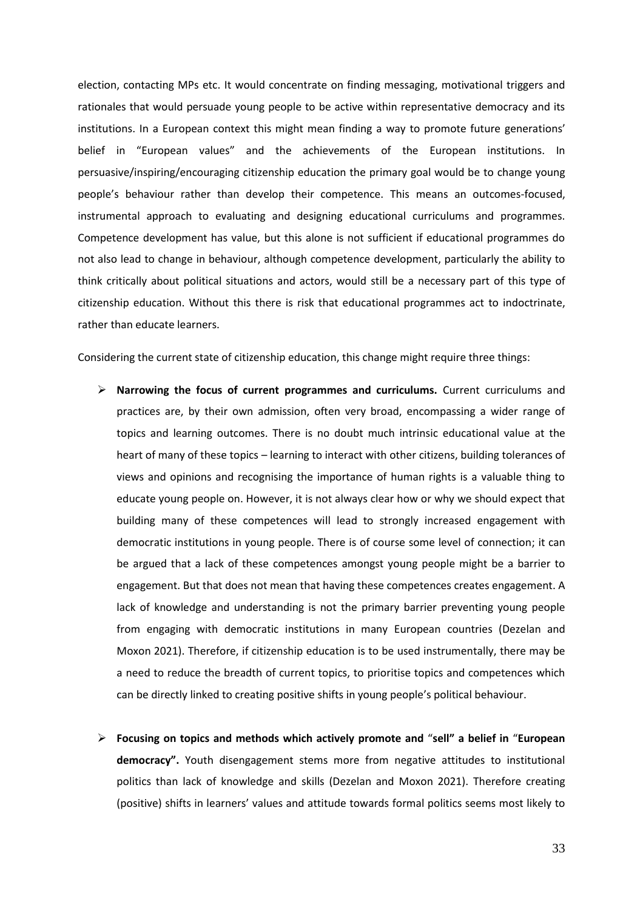election, contacting MPs etc. It would concentrate on finding messaging, motivational triggers and rationales that would persuade young people to be active within representative democracy and its institutions. In a European context this might mean finding a way to promote future generations' belief in "European values" and the achievements of the European institutions. In persuasive/inspiring/encouraging citizenship education the primary goal would be to change young people's behaviour rather than develop their competence. This means an outcomes-focused, instrumental approach to evaluating and designing educational curriculums and programmes. Competence development has value, but this alone is not sufficient if educational programmes do not also lead to change in behaviour, although competence development, particularly the ability to think critically about political situations and actors, would still be a necessary part of this type of citizenship education. Without this there is risk that educational programmes act to indoctrinate, rather than educate learners.

Considering the current state of citizenship education, this change might require three things:

- **Narrowing the focus of current programmes and curriculums.** Current curriculums and practices are, by their own admission, often very broad, encompassing a wider range of topics and learning outcomes. There is no doubt much intrinsic educational value at the heart of many of these topics – learning to interact with other citizens, building tolerances of views and opinions and recognising the importance of human rights is a valuable thing to educate young people on. However, it is not always clear how or why we should expect that building many of these competences will lead to strongly increased engagement with democratic institutions in young people. There is of course some level of connection; it can be argued that a lack of these competences amongst young people might be a barrier to engagement. But that does not mean that having these competences creates engagement. A lack of knowledge and understanding is not the primary barrier preventing young people from engaging with democratic institutions in many European countries (Dezelan and Moxon 2021). Therefore, if citizenship education is to be used instrumentally, there may be a need to reduce the breadth of current topics, to prioritise topics and competences which can be directly linked to creating positive shifts in young people's political behaviour.

- **Focusing on topics and methods which actively promote and "sell" a belief in "European democracy".** Youth disengagement stems more from negative attitudes to institutional politics than lack of knowledge and skills (Dezelan and Moxon 2021). Therefore creating (positive) shifts in learners' values and attitude towards formal politics seems most likely to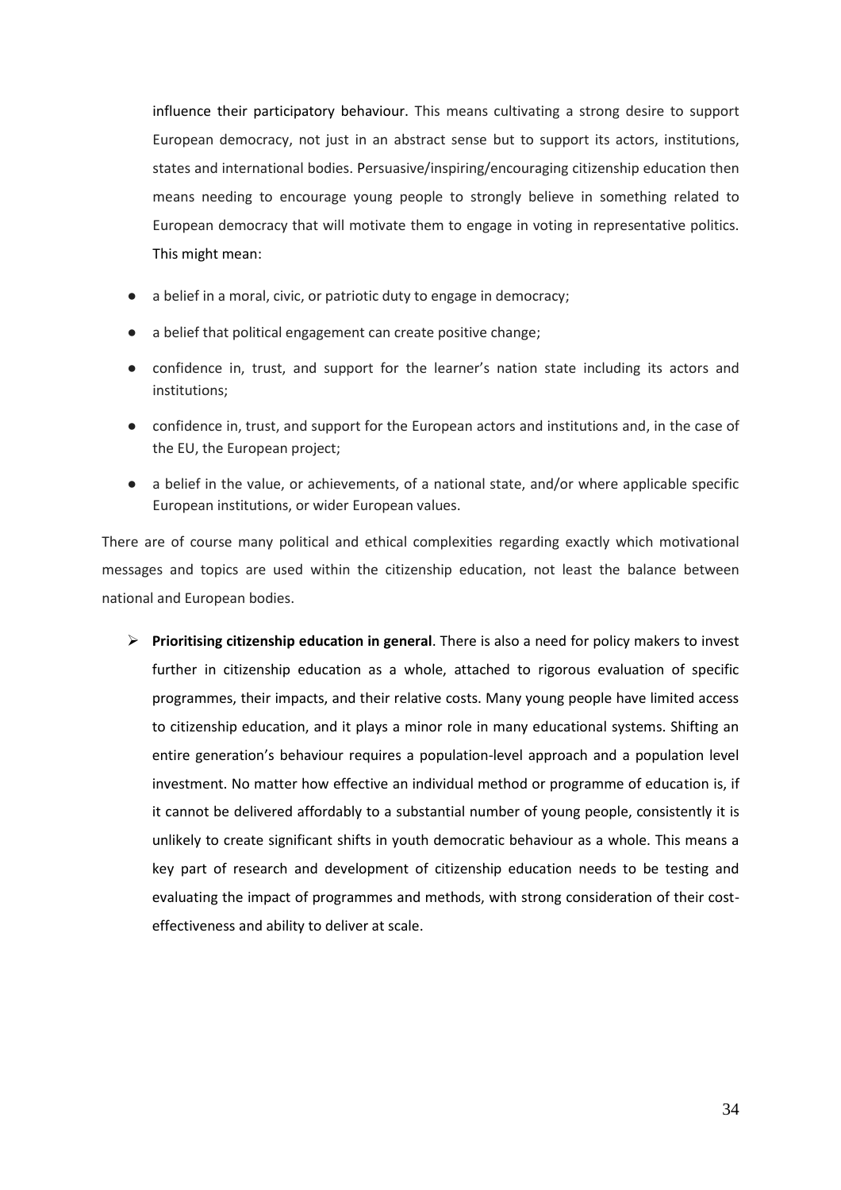influence their participatory behaviour. This means cultivating a strong desire to support European democracy, not just in an abstract sense but to support its actors, institutions, states and international bodies. Persuasive/inspiring/encouraging citizenship education then means needing to encourage young people to strongly believe in something related to European democracy that will motivate them to engage in voting in representative politics. This might mean:

- a belief in a moral, civic, or patriotic duty to engage in democracy;
- a belief that political engagement can create positive change;
- confidence in, trust, and support for the learner's nation state including its actors and institutions;
- confidence in, trust, and support for the European actors and institutions and, in the case of the EU, the European project;
- a belief in the value, or achievements, of a national state, and/or where applicable specific European institutions, or wider European values.

There are of course many political and ethical complexities regarding exactly which motivational messages and topics are used within the citizenship education, not least the balance between national and European bodies.

- **Prioritising citizenship education in general**. There is also a need for policy makers to invest further in citizenship education as a whole, attached to rigorous evaluation of specific programmes, their impacts, and their relative costs. Many young people have limited access to citizenship education, and it plays a minor role in many educational systems. Shifting an entire generation's behaviour requires a population-level approach and a population level investment. No matter how effective an individual method or programme of education is, if it cannot be delivered affordably to a substantial number of young people, consistently it is unlikely to create significant shifts in youth democratic behaviour as a whole. This means a key part of research and development of citizenship education needs to be testing and evaluating the impact of programmes and methods, with strong consideration of their cost-effectiveness and ability to deliver at scale.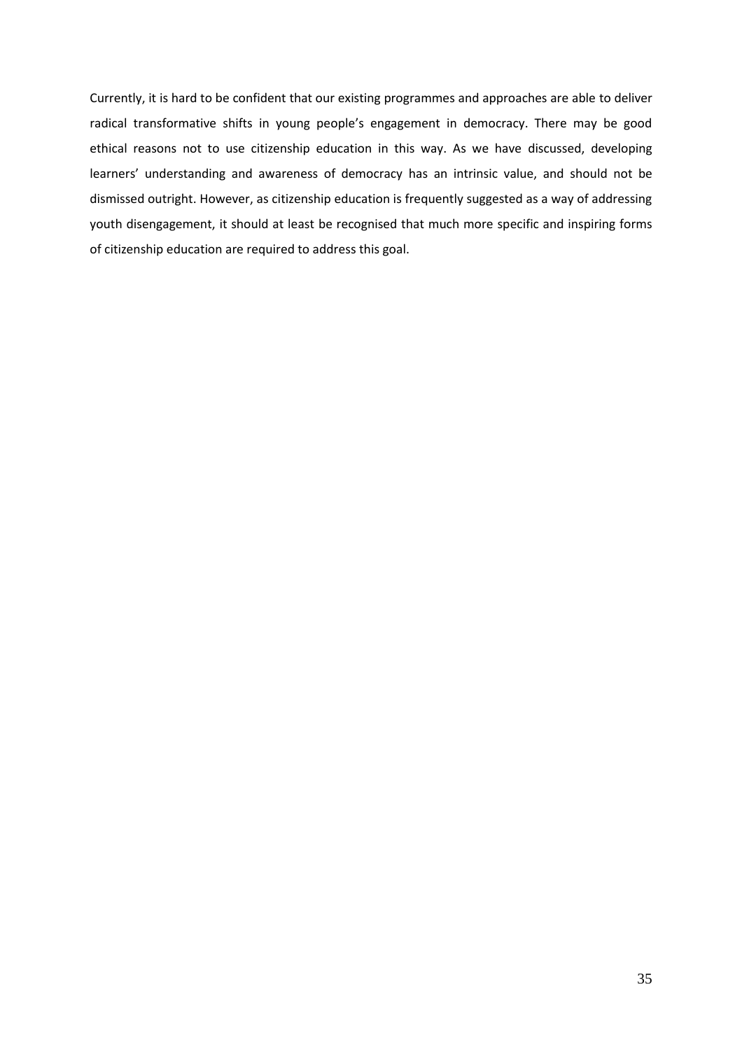Currently, it is hard to be confident that our existing programmes and approaches are able to deliver radical transformative shifts in young people's engagement in democracy. There may be good ethical reasons not to use citizenship education in this way. As we have discussed, developing learners' understanding and awareness of democracy has an intrinsic value, and should not be dismissed outright. However, as citizenship education is frequently suggested as a way of addressing youth disengagement, it should at least be recognised that much more specific and inspiring forms of citizenship education are required to address this goal.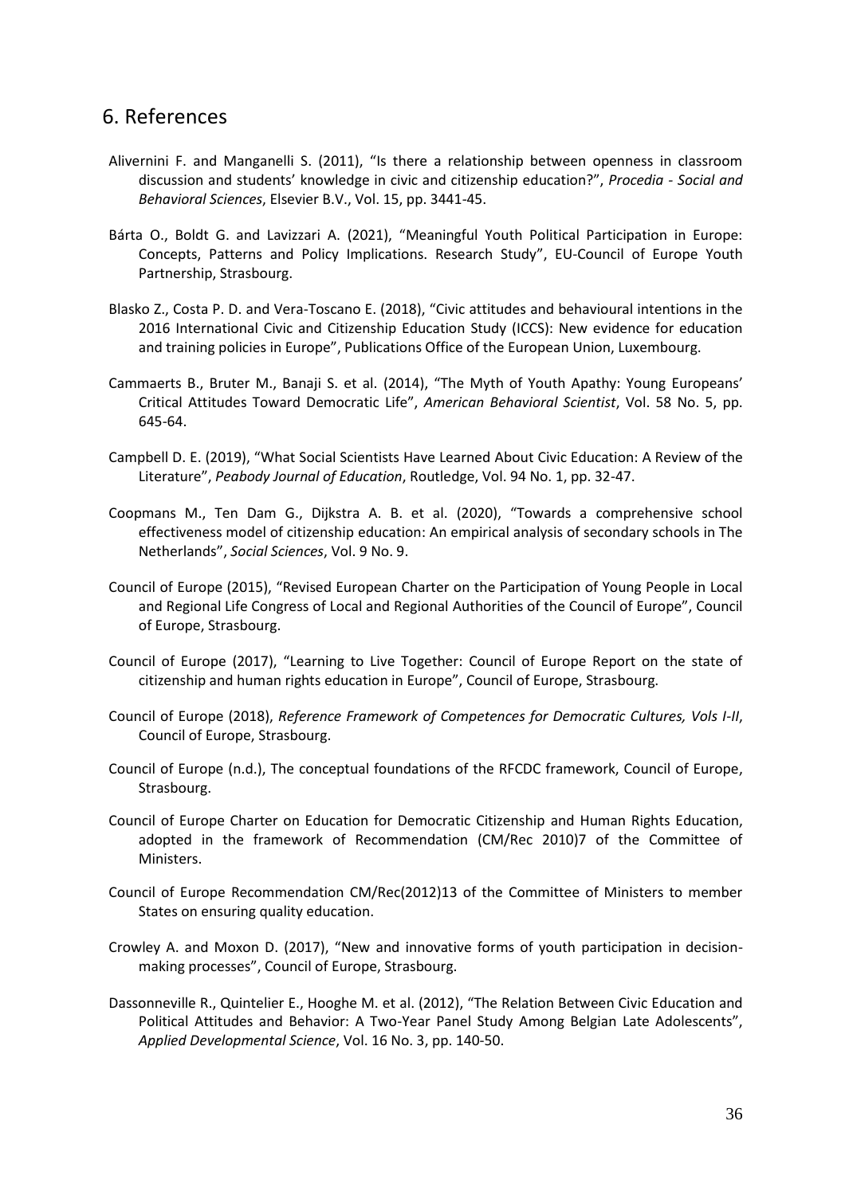# 6. References

Alivernini F. and Manganelli S. (2011), "Is there a relationship between openness in classroom discussion and students' knowledge in civic and citizenship education?", *Procedia - Social and Behavioral Sciences*, Elsevier B.V., Vol. 15, pp. 3441-45.

Bárta O., Boldt G. and Lavizzari A. (2021), "Meaningful Youth Political Participation in Europe: Concepts, Patterns and Policy Implications. Research Study", EU-Council of Europe Youth Partnership, Strasbourg.

Blasko Z., Costa P. D. and Vera-Toscano E. (2018), "Civic attitudes and behavioural intentions in the 2016 International Civic and Citizenship Education Study (ICCS): New evidence for education and training policies in Europe", Publications Office of the European Union, Luxembourg.

Cammaerts B., Bruter M., Banaji S. et al. (2014), "The Myth of Youth Apathy: Young Europeans' Critical Attitudes Toward Democratic Life", *American Behavioral Scientist*, Vol. 58 No. 5, pp. 645-64.

Campbell D. E. (2019), "What Social Scientists Have Learned About Civic Education: A Review of the Literature", *Peabody Journal of Education*, Routledge, Vol. 94 No. 1, pp. 32-47.

Coopmans M., Ten Dam G., Dijkstra A. B. et al. (2020), "Towards a comprehensive school effectiveness model of citizenship education: An empirical analysis of secondary schools in The Netherlands", *Social Sciences*, Vol. 9 No. 9.

Council of Europe (2015), "Revised European Charter on the Participation of Young People in Local and Regional Life Congress of Local and Regional Authorities of the Council of Europe", Council of Europe, Strasbourg.

Council of Europe (2017), "Learning to Live Together: Council of Europe Report on the state of citizenship and human rights education in Europe", Council of Europe, Strasbourg.

Council of Europe (2018), *Reference Framework of Competences for Democratic Cultures, Vols I-II*, Council of Europe, Strasbourg.

Council of Europe (n.d.), The conceptual foundations of the RFCDC framework, Council of Europe, Strasbourg.

Council of Europe Charter on Education for Democratic Citizenship and Human Rights Education, adopted in the framework of Recommendation (CM/Rec 2010)7 of the Committee of Ministers.

Council of Europe Recommendation CM/Rec(2012)13 of the Committee of Ministers to member States on ensuring quality education.

Crowley A. and Moxon D. (2017), "New and innovative forms of youth participation in decision-making processes", Council of Europe, Strasbourg.

Dassonneville R., Quintelier E., Hooghe M. et al. (2012), "The Relation Between Civic Education and Political Attitudes and Behavior: A Two-Year Panel Study Among Belgian Late Adolescents", *Applied Developmental Science*, Vol. 16 No. 3, pp. 140-50.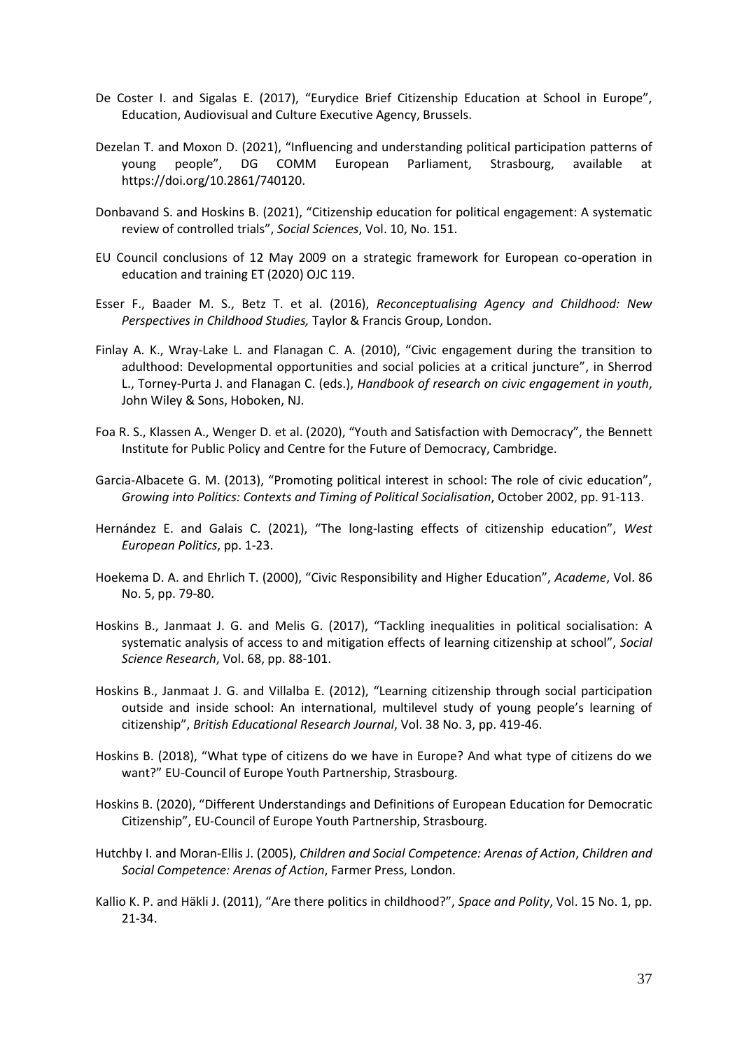De Coster I. and Sigalas E. (2017), "Eurydice Brief Citizenship Education at School in Europe", Education, Audiovisual and Culture Executive Agency, Brussels.

Dezelan T. and Moxon D. (2021), "Influencing and understanding political participation patterns of young people", DG COMM European Parliament, Strasbourg, available at https://doi.org/10.2861/740120.

Donbavand S. and Hoskins B. (2021), "Citizenship education for political engagement: A systematic review of controlled trials", *Social Sciences*, Vol. 10, No. 151.

EU Council conclusions of 12 May 2009 on a strategic framework for European co-operation in education and training ET (2020) OJC 119.

Esser F., Baader M. S., Betz T. et al. (2016), *Reconceptualising Agency and Childhood: New Perspectives in Childhood Studies,* Taylor & Francis Group, London.

Finlay A. K., Wray-Lake L. and Flanagan C. A. (2010), "Civic engagement during the transition to adulthood: Developmental opportunities and social policies at a critical juncture", in Sherrod L., Torney-Purta J. and Flanagan C. (eds.), *Handbook of research on civic engagement in youth*, John Wiley & Sons, Hoboken, NJ.

Foa R. S., Klassen A., Wenger D. et al. (2020), "Youth and Satisfaction with Democracy", the Bennett Institute for Public Policy and Centre for the Future of Democracy, Cambridge.

Garcia-Albacete G. M. (2013), "Promoting political interest in school: The role of civic education", *Growing into Politics: Contexts and Timing of Political Socialisation*, October 2002, pp. 91-113.

Hernández E. and Galais C. (2021), "The long-lasting effects of citizenship education", *West European Politics*, pp. 1-23.

Hoekema D. A. and Ehrlich T. (2000), "Civic Responsibility and Higher Education", *Academe*, Vol. 86 No. 5, pp. 79-80.

Hoskins B., Janmaat J. G. and Melis G. (2017), "Tackling inequalities in political socialisation: A systematic analysis of access to and mitigation effects of learning citizenship at school", *Social Science Research*, Vol. 68, pp. 88-101.

Hoskins B., Janmaat J. G. and Villalba E. (2012), "Learning citizenship through social participation outside and inside school: An international, multilevel study of young people's learning of citizenship", *British Educational Research Journal*, Vol. 38 No. 3, pp. 419-46.

Hoskins B. (2018), "What type of citizens do we have in Europe? And what type of citizens do we want?" EU-Council of Europe Youth Partnership, Strasbourg.

Hoskins B. (2020), "Different Understandings and Definitions of European Education for Democratic Citizenship", EU-Council of Europe Youth Partnership, Strasbourg.

Hutchby I. and Moran-Ellis J. (2005), *Children and Social Competence: Arenas of Action*, *Children and Social Competence: Arenas of Action*, Farmer Press, London.

Kallio K. P. and Häkli J. (2011), "Are there politics in childhood?", *Space and Polity*, Vol. 15 No. 1, pp. 21-34.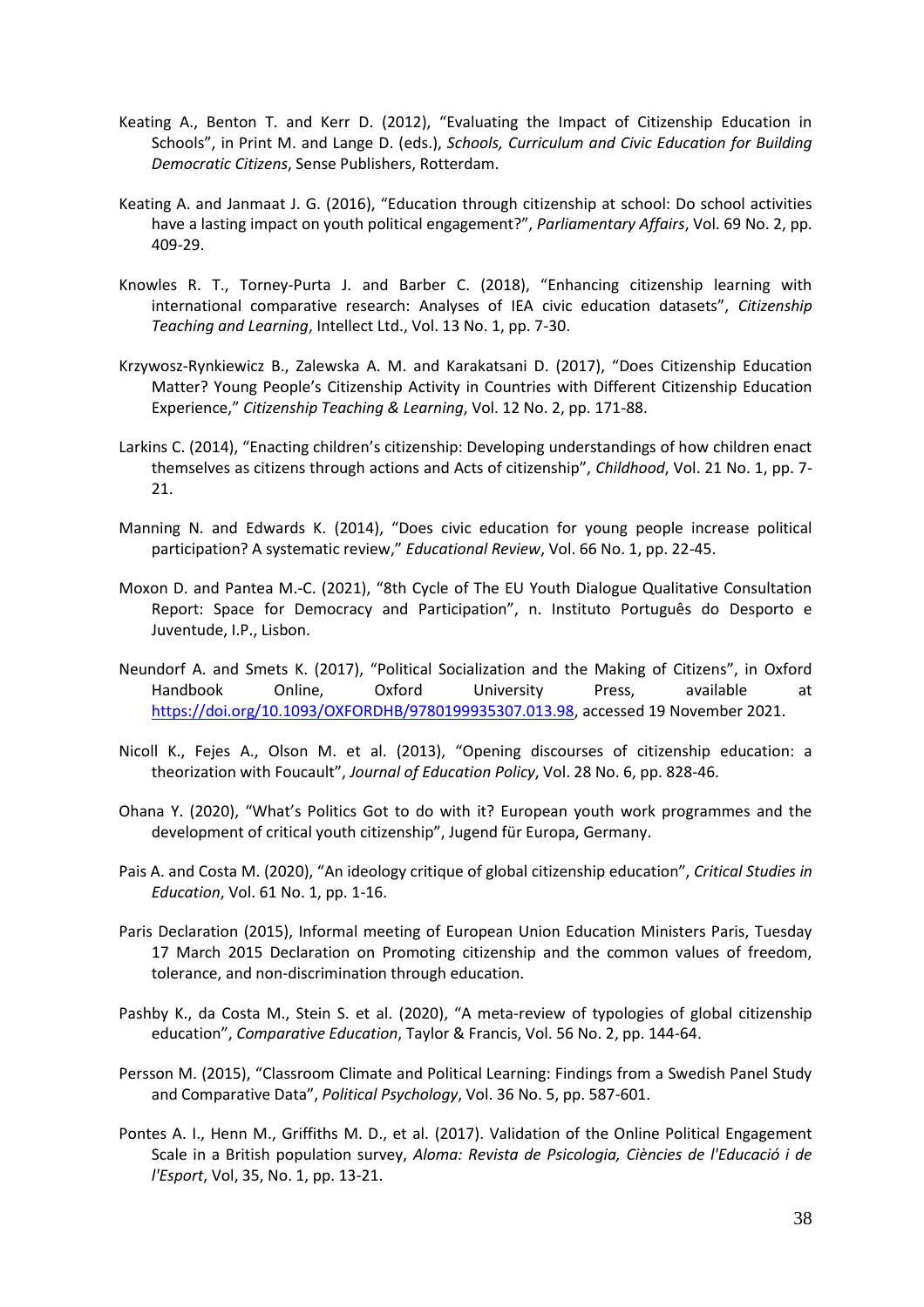Keating A., Benton T. and Kerr D. (2012), "Evaluating the Impact of Citizenship Education in Schools", in Print M. and Lange D. (eds.), *Schools, Curriculum and Civic Education for Building Democratic Citizens*, Sense Publishers, Rotterdam.

Keating A. and Janmaat J. G. (2016), "Education through citizenship at school: Do school activities have a lasting impact on youth political engagement?", *Parliamentary Affairs*, Vol. 69 No. 2, pp. 409-29.

Knowles R. T., Torney-Purta J. and Barber C. (2018), "Enhancing citizenship learning with international comparative research: Analyses of IEA civic education datasets", *Citizenship Teaching and Learning*, Intellect Ltd., Vol. 13 No. 1, pp. 7-30.

Krzywosz-Rynkiewicz B., Zalewska A. M. and Karakatsani D. (2017), "Does Citizenship Education Matter? Young People's Citizenship Activity in Countries with Different Citizenship Education Experience," *Citizenship Teaching & Learning*, Vol. 12 No. 2, pp. 171-88.

Larkins C. (2014), "Enacting children's citizenship: Developing understandings of how children enact themselves as citizens through actions and Acts of citizenship", *Childhood*, Vol. 21 No. 1, pp. 7-21.

Manning N. and Edwards K. (2014), "Does civic education for young people increase political participation? A systematic review," *Educational Review*, Vol. 66 No. 1, pp. 22-45.

Moxon D. and Pantea M.-C. (2021), "8th Cycle of The EU Youth Dialogue Qualitative Consultation Report: Space for Democracy and Participation", n. Instituto Português do Desporto e Juventude, I.P., Lisbon.

Neundorf A. and Smets K. (2017), "Political Socialization and the Making of Citizens", in Oxford Handbook Online, Oxford University Press, available at https://doi.org/10.1093/OXFORDHB/9780199935307.013.98, accessed 19 November 2021.

Nicoll K., Fejes A., Olson M. et al. (2013), "Opening discourses of citizenship education: a theorization with Foucault", *Journal of Education Policy*, Vol. 28 No. 6, pp. 828-46.

Ohana Y. (2020), "What's Politics Got to do with it? European youth work programmes and the development of critical youth citizenship", Jugend für Europa, Germany.

Pais A. and Costa M. (2020), "An ideology critique of global citizenship education", *Critical Studies in Education*, Vol. 61 No. 1, pp. 1-16.

Paris Declaration (2015), Informal meeting of European Union Education Ministers Paris, Tuesday 17 March 2015 Declaration on Promoting citizenship and the common values of freedom, tolerance, and non-discrimination through education.

Pashby K., da Costa M., Stein S. et al. (2020), "A meta-review of typologies of global citizenship education", *Comparative Education*, Taylor & Francis, Vol. 56 No. 2, pp. 144-64.

Persson M. (2015), "Classroom Climate and Political Learning: Findings from a Swedish Panel Study and Comparative Data", *Political Psychology*, Vol. 36 No. 5, pp. 587-601.

Pontes A. I., Henn M., Griffiths M. D., et al. (2017). Validation of the Online Political Engagement Scale in a British population survey, *Aloma: Revista de Psicologia, Ciències de l'Educació i de l'Esport*, Vol, 35, No. 1, pp. 13-21.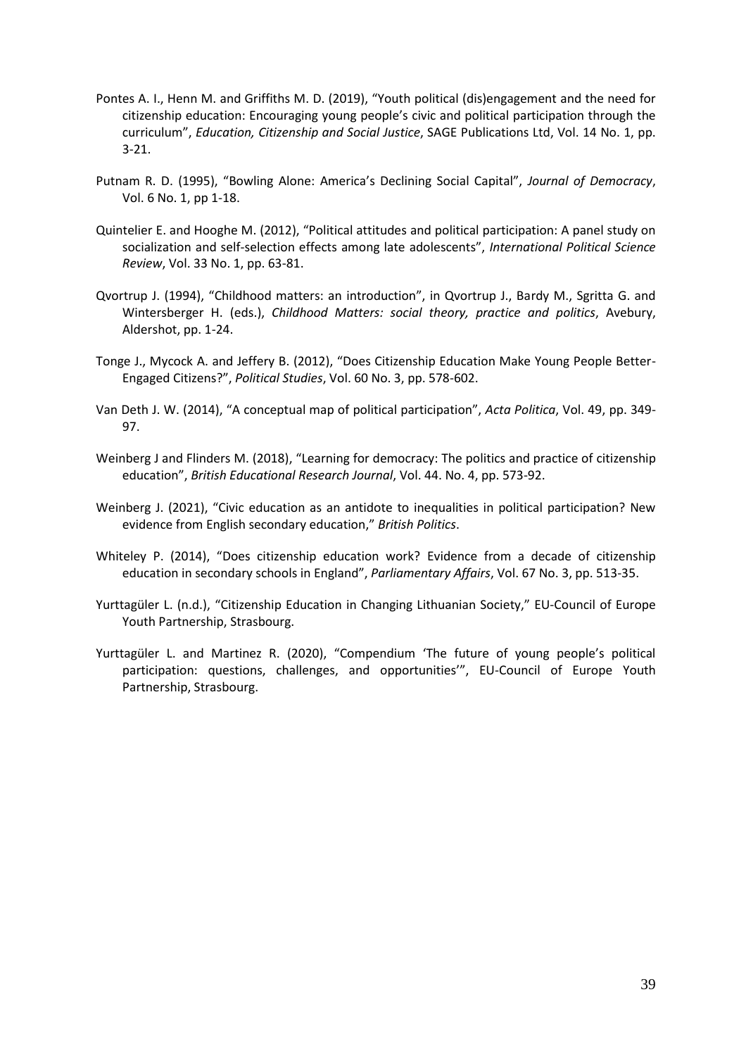Pontes A. I., Henn M. and Griffiths M. D. (2019), “Youth political (dis)engagement and the need for citizenship education: Encouraging young people’s civic and political participation through the curriculum”, *Education, Citizenship and Social Justice*, SAGE Publications Ltd, Vol. 14 No. 1, pp. 3-21.

Putnam R. D. (1995), “Bowling Alone: America’s Declining Social Capital”, *Journal of Democracy*, Vol. 6 No. 1, pp 1-18.

Quintelier E. and Hooghe M. (2012), “Political attitudes and political participation: A panel study on socialization and self-selection effects among late adolescents”, *International Political Science Review*, Vol. 33 No. 1, pp. 63-81.

Qvortrup J. (1994), “Childhood matters: an introduction”, in Qvortrup J., Bardy M., Sgritta G. and Wintersberger H. (eds.), *Childhood Matters: social theory, practice and politics*, Avebury, Aldershot, pp. 1-24.

Tonge J., Mycock A. and Jeffery B. (2012), “Does Citizenship Education Make Young People Better-Engaged Citizens?”, *Political Studies*, Vol. 60 No. 3, pp. 578-602.

Van Deth J. W. (2014), “A conceptual map of political participation”, *Acta Politica*, Vol. 49, pp. 349-97.

Weinberg J and Flinders M. (2018), “Learning for democracy: The politics and practice of citizenship education”, *British Educational Research Journal*, Vol. 44. No. 4, pp. 573-92.

Weinberg J. (2021), “Civic education as an antidote to inequalities in political participation? New evidence from English secondary education,” *British Politics*.

Whiteley P. (2014), “Does citizenship education work? Evidence from a decade of citizenship education in secondary schools in England”, *Parliamentary Affairs*, Vol. 67 No. 3, pp. 513-35.

Yurttagüler L. (n.d.), “Citizenship Education in Changing Lithuanian Society,” EU-Council of Europe Youth Partnership, Strasbourg.

Yurttagüler L. and Martinez R. (2020), “Compendium ‘The future of young people’s political participation: questions, challenges, and opportunities’”, EU-Council of Europe Youth Partnership, Strasbourg.